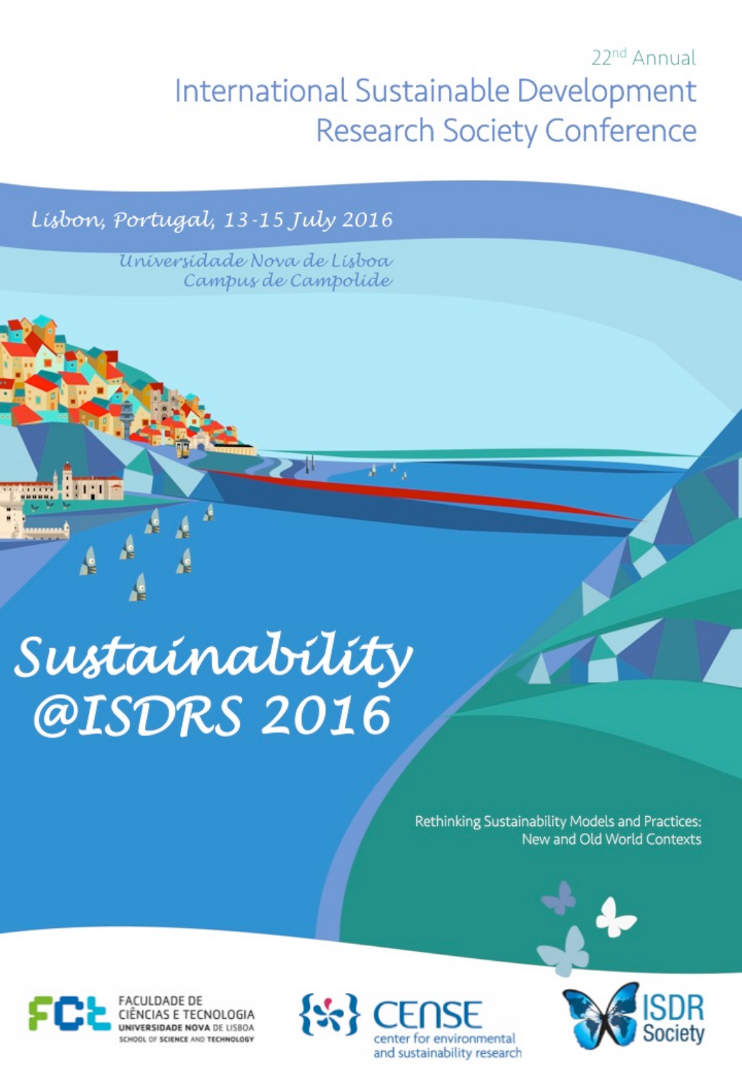22[nd] Annual

# International Sustainable Development Research Society Conference

*Lisbon, Portugal, 13-15 July 2016*

*Universidade Nova de Lisboa*
*Campus de Campolide*

# *Sustainability @ISDRS 2016*

Rethinking Sustainability Models and Practices:
New and Old World Contexts

FACULDADE DE CIÊNCIAS E TECNOLOGIA
UNIVERSIDADE NOVA DE LISBOA
SCHOOL OF SCIENCE AND TECHNOLOGY

CENSE
center for environmental and sustainability research

ISDR Society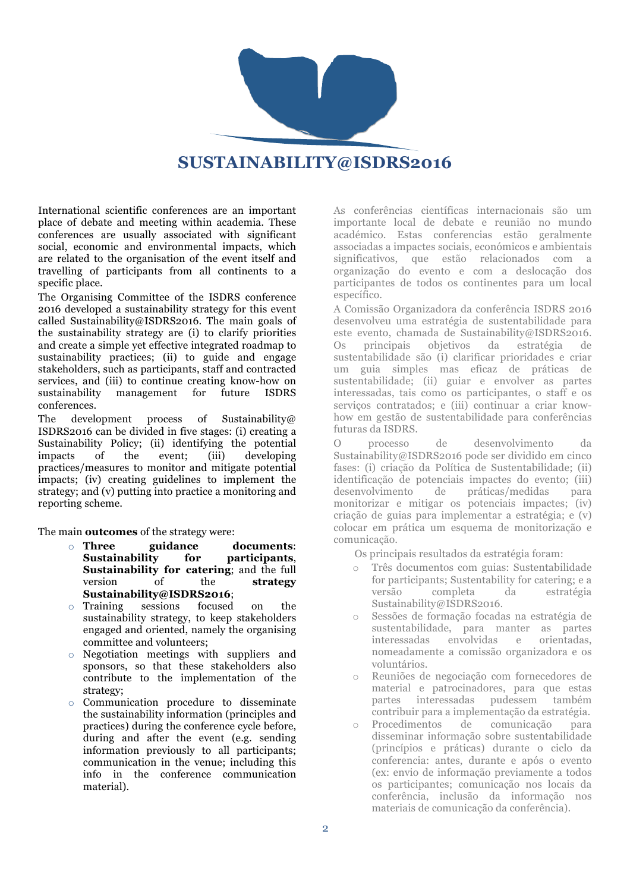# SUSTAINABILITY@ISDRS2016

International scientific conferences are an important place of debate and meeting within academia. These conferences are usually associated with significant social, economic and environmental impacts, which are related to the organisation of the event itself and travelling of participants from all continents to a specific place.

The Organising Committee of the ISDRS conference 2016 developed a sustainability strategy for this event called Sustainability@ISDRS2016. The main goals of the sustainability strategy are (i) to clarify priorities and create a simple yet effective integrated roadmap to sustainability practices; (ii) to guide and engage stakeholders, such as participants, staff and contracted services, and (iii) to continue creating know-how on sustainability management for future ISDRS conferences.

The development process of Sustainability@ ISDRS2016 can be divided in five stages: (i) creating a Sustainability Policy; (ii) identifying the potential impacts of the event; (iii) developing practices/measures to monitor and mitigate potential impacts; (iv) creating guidelines to implement the strategy; and (v) putting into practice a monitoring and reporting scheme.

The main **outcomes** of the strategy were:

- **Three guidance documents**: **Sustainability for participants**, **Sustainability for catering**; and the full version of the **strategy Sustainability@ISDRS2016**;
- Training sessions focused on the sustainability strategy, to keep stakeholders engaged and oriented, namely the organising committee and volunteers;
- Negotiation meetings with suppliers and sponsors, so that these stakeholders also contribute to the implementation of the strategy;
- Communication procedure to disseminate the sustainability information (principles and practices) during the conference cycle before, during and after the event (e.g. sending information previously to all participants; communication in the venue; including this info in the conference communication material).

As conferências científicas internacionais são um importante local de debate e reunião no mundo académico. Estas conferencias estão geralmente associadas a impactes sociais, económicos e ambientais significativos, que estão relacionados com a organização do evento e com a deslocação dos participantes de todos os continentes para um local específico.

A Comissão Organizadora da conferência ISDRS 2016 desenvolveu uma estratégia de sustentabilidade para este evento, chamada de Sustainability@ISDRS2016. Os principais objetivos da estratégia de sustentabilidade são (i) clarificar prioridades e criar um guia simples mas eficaz de práticas de sustentabilidade; (ii) guiar e envolver as partes interessadas, tais como os participantes, o staff e os serviços contratados; e (iii) continuar a criar know-how em gestão de sustentabilidade para conferências futuras da ISDRS.

O processo de desenvolvimento da Sustainability@ISDRS2016 pode ser dividido em cinco fases: (i) criação da Política de Sustentabilidade; (ii) identificação de potenciais impactes do evento; (iii) desenvolvimento de práticas/medidas para monitorizar e mitigar os potenciais impactes; (iv) criação de guias para implementar a estratégia; e (v) colocar em prática um esquema de monitorização e comunicação.

Os principais resultados da estratégia foram:

- Três documentos com guias: Sustentabilidade for participants; Sustentability for catering; e a versão completa da estratégia Sustainability@ISDRS2016.
- Sessões de formação focadas na estratégia de sustentabilidade, para manter as partes interessadas envolvidas e orientadas, nomeadamente a comissão organizadora e os voluntários.
- Reuniões de negociação com fornecedores de material e patrocinadores, para que estas partes interessadas pudessem também contribuir para a implementação da estratégia.
- Procedimentos de comunicação para disseminar informação sobre sustentabilidade (princípios e práticas) durante o ciclo da conferencia: antes, durante e após o evento (ex: envio de informação previamente a todos os participantes; comunicação nos locais da conferência, inclusão da informação nos materiais de comunicação da conferência).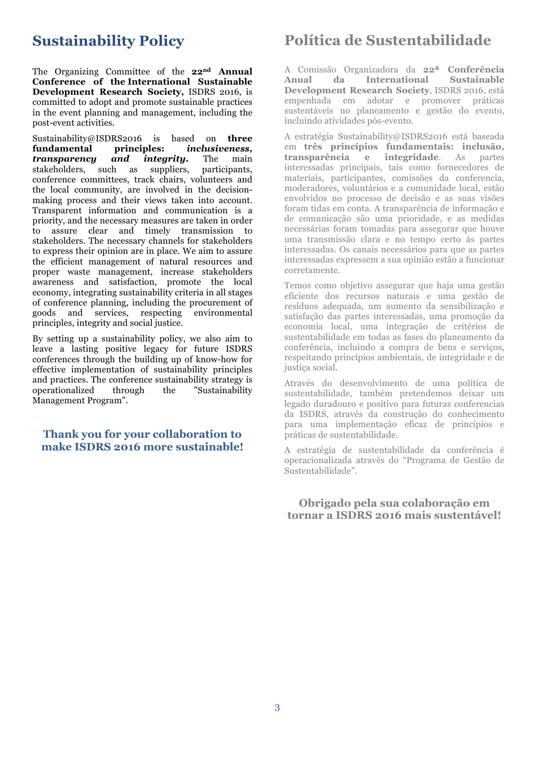# Sustainability Policy

The Organizing Committee of the **22nd Annual Conference of the International Sustainable Development Research Society,** ISDRS 2016, is committed to adopt and promote sustainable practices in the event planning and management, including the post-event activities.

Sustainability@ISDRS2016 is based on **three fundamental principles:** ***inclusiveness, transparency and integrity.*** The main stakeholders, such as suppliers, participants, conference committees, track chairs, volunteers and the local community, are involved in the decision-making process and their views taken into account. Transparent information and communication is a priority, and the necessary measures are taken in order to assure clear and timely transmission to stakeholders. The necessary channels for stakeholders to express their opinion are in place. We aim to assure the efficient management of natural resources and proper waste management, increase stakeholders awareness and satisfaction, promote the local economy, integrating sustainability criteria in all stages of conference planning, including the procurement of goods and services, respecting environmental principles, integrity and social justice.

By setting up a sustainability policy, we also aim to leave a lasting positive legacy for future ISDRS conferences through the building up of know-how for effective implementation of sustainability principles and practices. The conference sustainability strategy is operationalized through the "Sustainability Management Program".

**Thank you for your collaboration to make ISDRS 2016 more sustainable!**

# Política de Sustentabilidade

A Comissão Organizadora da **22ª Conferência Anual da International Sustainable Development Research Society**, ISDRS 2016, está empenhada em adotar e promover práticas sustentáveis no planeamento e gestão do evento, incluindo atividades pós-evento.

A estratégia Sustainability@ISDRS2016 está baseada em **três princípios fundamentais: inclusão, transparência e integridade**. As partes interessadas principais, tais como fornecedores de materiais, participantes, comissões da conferencia, moderadores, voluntários e a comunidade local, estão envolvidos no processo de decisão e as suas visões foram tidas em conta. A transparência de informação e de comunicação são uma prioridade, e as medidas necessárias foram tomadas para assegurar que houve uma transmissão clara e no tempo certo às partes interessadas. Os canais necessários para que as partes interessadas expressem a sua opinião estão a funcionar corretamente.

Temos como objetivo assegurar que haja uma gestão eficiente dos recursos naturais e uma gestão de resíduos adequada, um aumento da sensibilização e satisfação das partes interessadas, uma promoção da economia local, uma integração de critérios de sustentabilidade em todas as fases do planeamento da conferência, incluindo a compra de bens e serviços, respeitando princípios ambientais, de integridade e de justiça social.

Através do desenvolvimento de uma política de sustentabilidade, também pretendemos deixar um legado duradouro e positivo para futuras conferencias da ISDRS, através da construção do conhecimento para uma implementação eficaz de princípios e práticas de sustentabilidade.

A estratégia de sustentabilidade da conferência é operacionalizada através do "Programa de Gestão de Sustentabilidade".

**Obrigado pela sua colaboração em tornar a ISDRS 2016 mais sustentável!**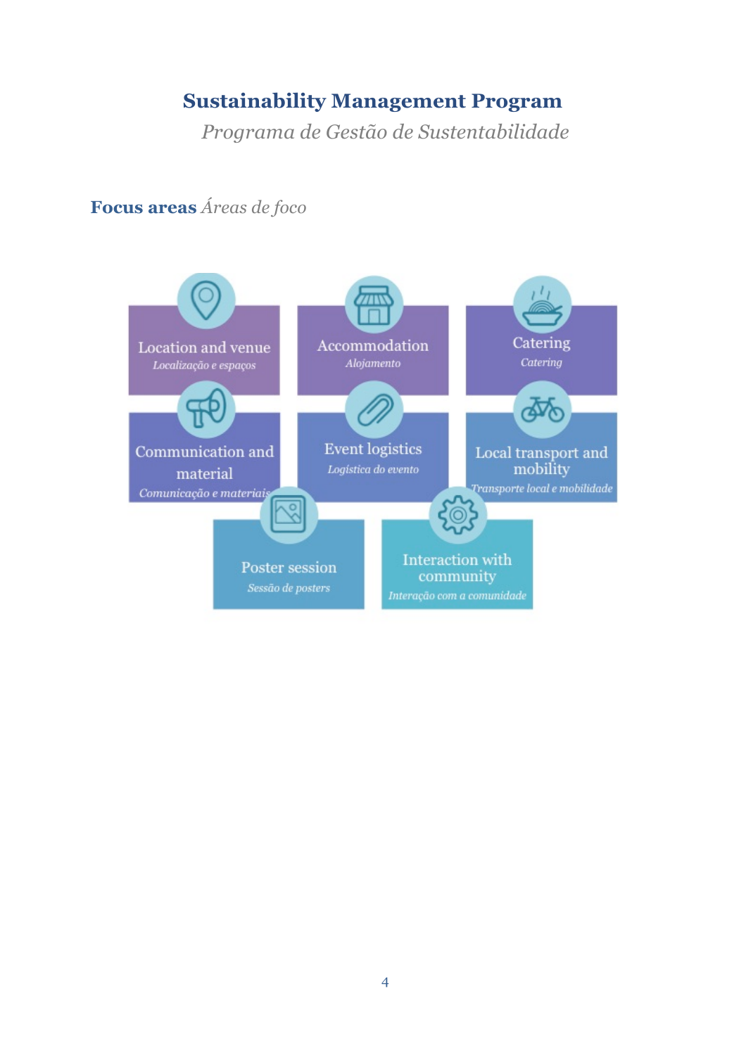## Sustainability Management Program

*Programa de Gestão de Sustentabilidade*

### Focus areas *Áreas de foco*

- Location and venue — *Localização e espaços*
- Accommodation — *Alojamento*
- Catering — *Catering*
- Communication and material — *Comunicação e materiais*
- Event logistics — *Logística do evento*
- Local transport and mobility — *Transporte local e mobilidade*
- Poster session — *Sessão de posters*
- Interaction with community — *Interação com a comunidade*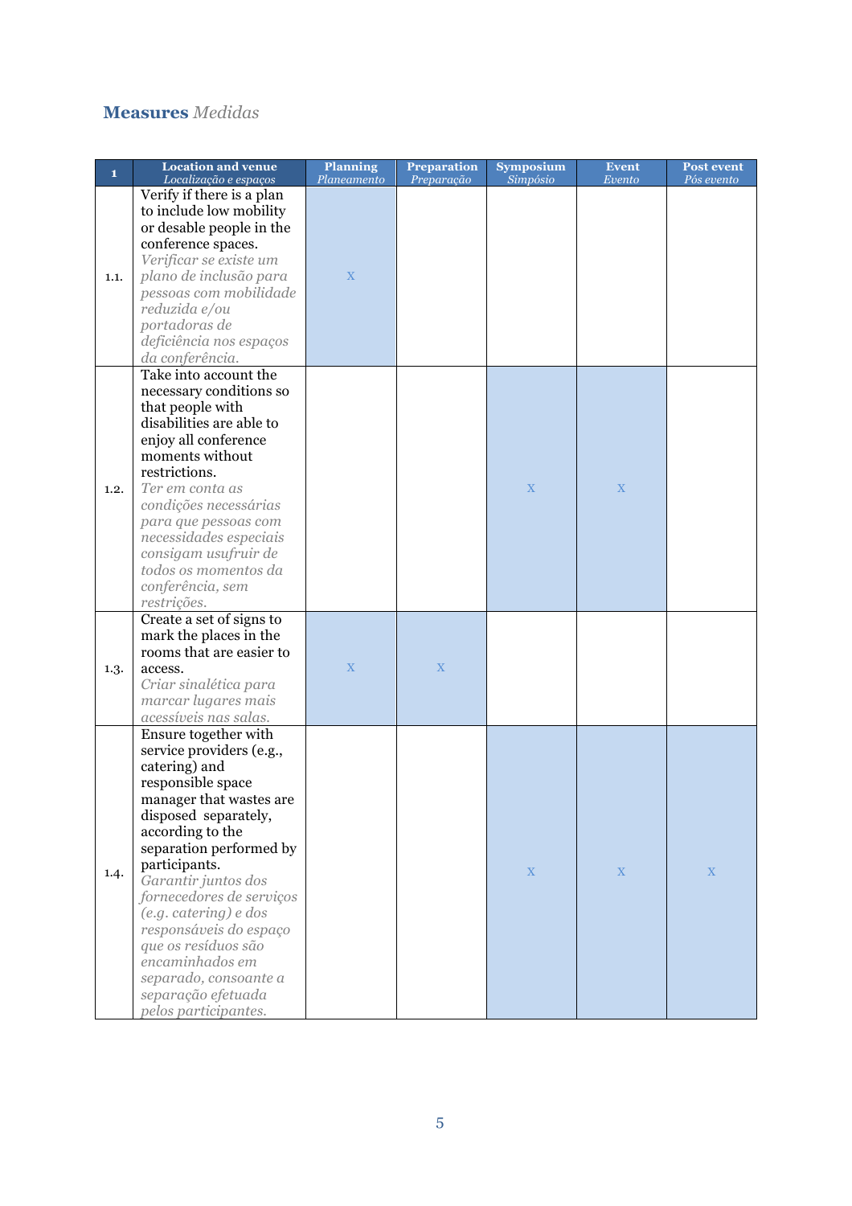## **Measures** *Medidas*

| 1 | Location and venue *Localização e espaços* | Planning *Planeamento* | Preparation *Preparação* | Symposium *Simpósio* | Event *Evento* | Post event *Pós evento* |
|---|---|---|---|---|---|---|
| 1.1. | Verify if there is a plan to include low mobility or desable people in the conference spaces. *Verificar se existe um plano de inclusão para pessoas com mobilidade reduzida e/ou portadoras de deficiência nos espaços da conferência.* | x | | | | |
| 1.2. | Take into account the necessary conditions so that people with disabilities are able to enjoy all conference moments without restrictions. *Ter em conta as condições necessárias para que pessoas com necessidades especiais consigam usufruir de todos os momentos da conferência, sem restrições.* | | | x | x | |
| 1.3. | Create a set of signs to mark the places in the rooms that are easier to access. *Criar sinalética para marcar lugares mais acessíveis nas salas.* | x | x | | | |
| 1.4. | Ensure together with service providers (e.g., catering) and responsible space manager that wastes are disposed separately, according to the separation performed by participants. *Garantir juntos dos fornecedores de serviços (e.g. catering) e dos responsáveis do espaço que os resíduos são encaminhados em separado, consoante a separação efetuada pelos participantes.* | | | x | x | x |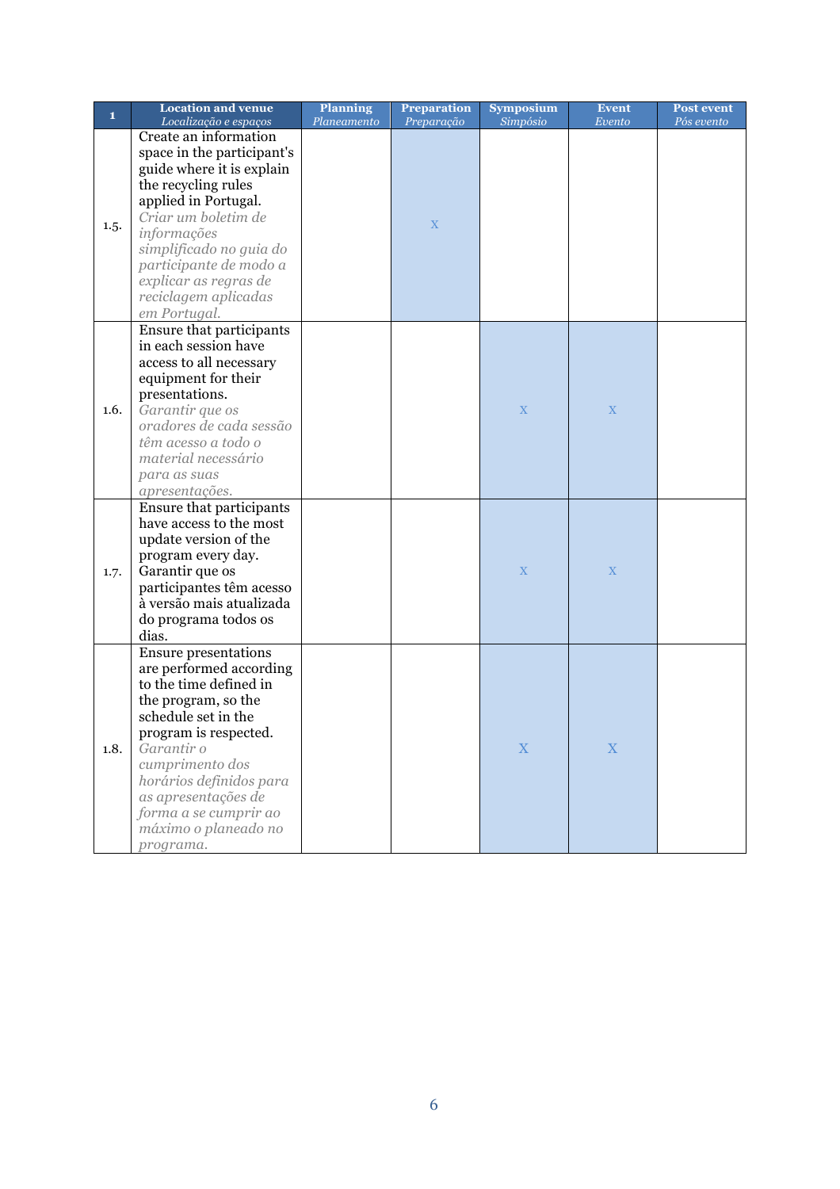| 1 | Location and venue<br>*Localização e espaços* | Planning<br>*Planeamento* | Preparation<br>*Preparação* | Symposium<br>*Simpósio* | Event<br>*Evento* | Post event<br>*Pós evento* |
|---|---|---|---|---|---|---|
| 1.5. | Create an information space in the participant's guide where it is explain the recycling rules applied in Portugal.<br>*Criar um boletim de informações simplificado no guia do participante de modo a explicar as regras de reciclagem aplicadas em Portugal.* | | X | | | |
| 1.6. | Ensure that participants in each session have access to all necessary equipment for their presentations.<br>*Garantir que os oradores de cada sessão têm acesso a todo o material necessário para as suas apresentações.* | | | X | X | |
| 1.7. | Ensure that participants have access to the most update version of the program every day.<br>Garantir que os participantes têm acesso à versão mais atualizada do programa todos os dias. | | | X | X | |
| 1.8. | Ensure presentations are performed according to the time defined in the program, so the schedule set in the program is respected.<br>*Garantir o cumprimento dos horários definidos para as apresentações de forma a se cumprir ao máximo o planeado no programa.* | | | X | X | |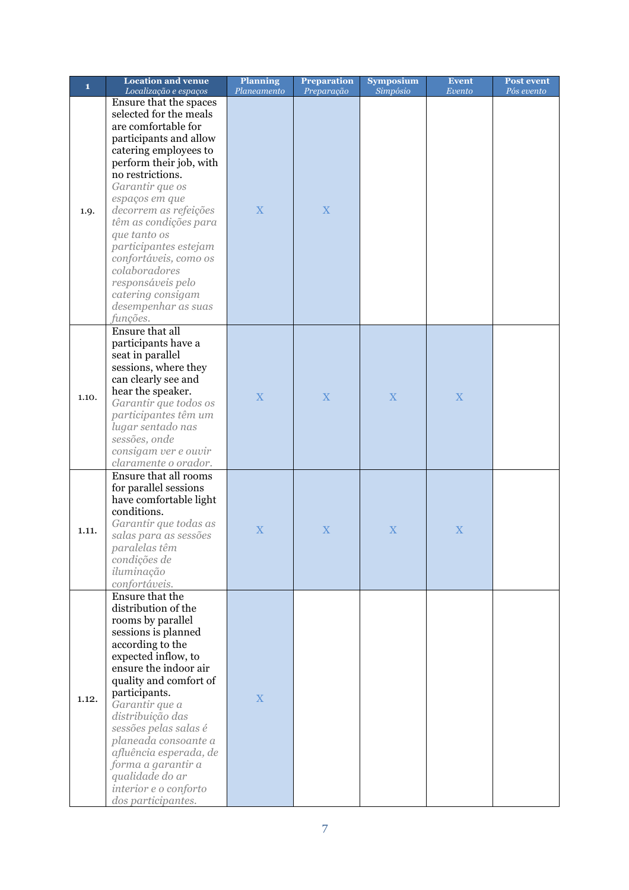| 1 | Location and venue<br>*Localização e espaços* | Planning<br>*Planeamento* | Preparation<br>*Preparação* | Symposium<br>*Simpósio* | Event<br>*Evento* | Post event<br>*Pós evento* |
|---|---|---|---|---|---|---|
| 1.9. | Ensure that the spaces selected for the meals are comfortable for participants and allow catering employees to perform their job, with no restrictions.<br>*Garantir que os espaços em que decorrem as refeições têm as condições para que tanto os participantes estejam confortáveis, como os colaboradores responsáveis pelo catering consigam desempenhar as suas funções.* | X | X | | | |
| 1.10. | Ensure that all participants have a seat in parallel sessions, where they can clearly see and hear the speaker.<br>*Garantir que todos os participantes têm um lugar sentado nas sessões, onde consigam ver e ouvir claramente o orador.* | X | X | X | X | |
| 1.11. | Ensure that all rooms for parallel sessions have comfortable light conditions.<br>*Garantir que todas as salas para as sessões paralelas têm condições de iluminação confortáveis.* | X | X | X | X | |
| 1.12. | Ensure that the distribution of the rooms by parallel sessions is planned according to the expected inflow, to ensure the indoor air quality and comfort of participants.<br>*Garantir que a distribuição das sessões pelas salas é planeada consoante a afluência esperada, de forma a garantir a qualidade do ar interior e o conforto dos participantes.* | X | | | | |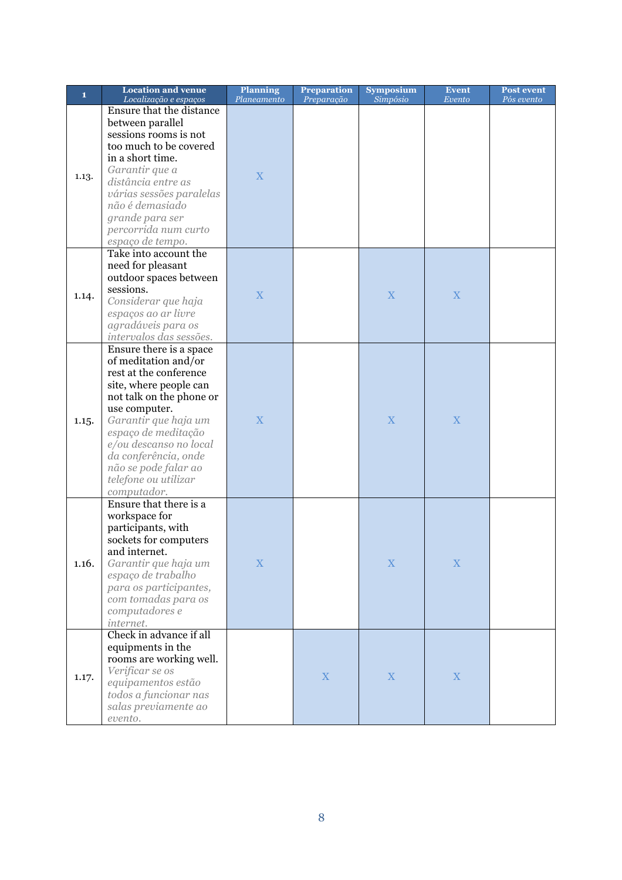| 1 | Location and venue *Localização e espaços* | Planning *Planeamento* | Preparation *Preparação* | Symposium *Simpósio* | Event *Evento* | Post event *Pós evento* |
|---|---|---|---|---|---|---|
| 1.13. | Ensure that the distance between parallel sessions rooms is not too much to be covered in a short time. *Garantir que a distância entre as várias sessões paralelas não é demasiado grande para ser percorrida num curto espaço de tempo.* | X | | | | |
| 1.14. | Take into account the need for pleasant outdoor spaces between sessions. *Considerar que haja espaços ao ar livre agradáveis para os intervalos das sessões.* | X | | X | X | |
| 1.15. | Ensure there is a space of meditation and/or rest at the conference site, where people can not talk on the phone or use computer. *Garantir que haja um espaço de meditação e/ou descanso no local da conferência, onde não se pode falar ao telefone ou utilizar computador.* | X | | X | X | |
| 1.16. | Ensure that there is a workspace for participants, with sockets for computers and internet. *Garantir que haja um espaço de trabalho para os participantes, com tomadas para os computadores e internet.* | X | | X | X | |
| 1.17. | Check in advance if all equipments in the rooms are working well. *Verificar se os equipamentos estão todos a funcionar nas salas previamente ao evento.* | | X | X | X | |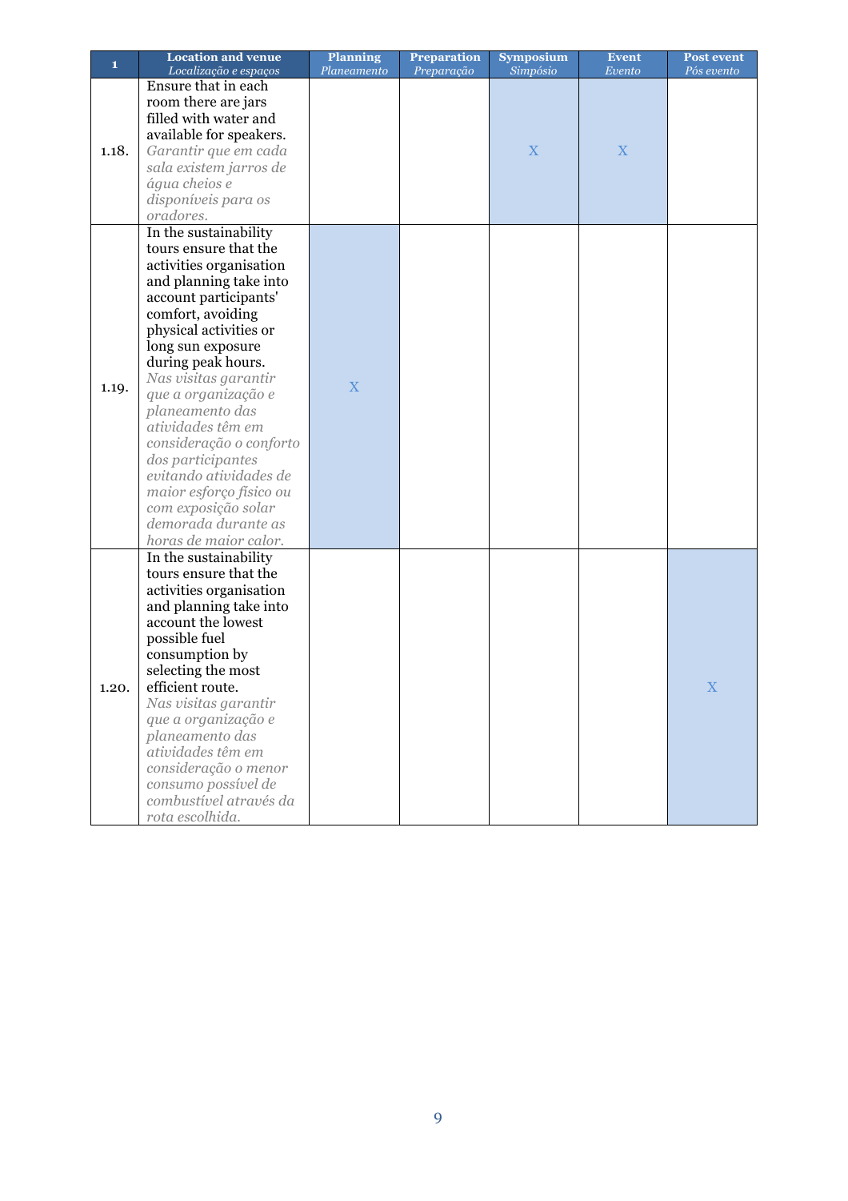| 1 | Location and venue *Localização e espaços* | Planning *Planeamento* | Preparation *Preparação* | Symposium *Simpósio* | Event *Evento* | Post event *Pós evento* |
|---|---|---|---|---|---|---|
| 1.18. | Ensure that in each room there are jars filled with water and available for speakers. *Garantir que em cada sala existem jarros de água cheios e disponíveis para os oradores.* | | | X | X | |
| 1.19. | In the sustainability tours ensure that the activities organisation and planning take into account participants' comfort, avoiding physical activities or long sun exposure during peak hours. *Nas visitas garantir que a organização e planeamento das atividades têm em consideração o conforto dos participantes evitando atividades de maior esforço físico ou com exposição solar demorada durante as horas de maior calor.* | X | | | | |
| 1.20. | In the sustainability tours ensure that the activities organisation and planning take into account the lowest possible fuel consumption by selecting the most efficient route. *Nas visitas garantir que a organização e planeamento das atividades têm em consideração o menor consumo possível de combustível através da rota escolhida.* | | | | | X |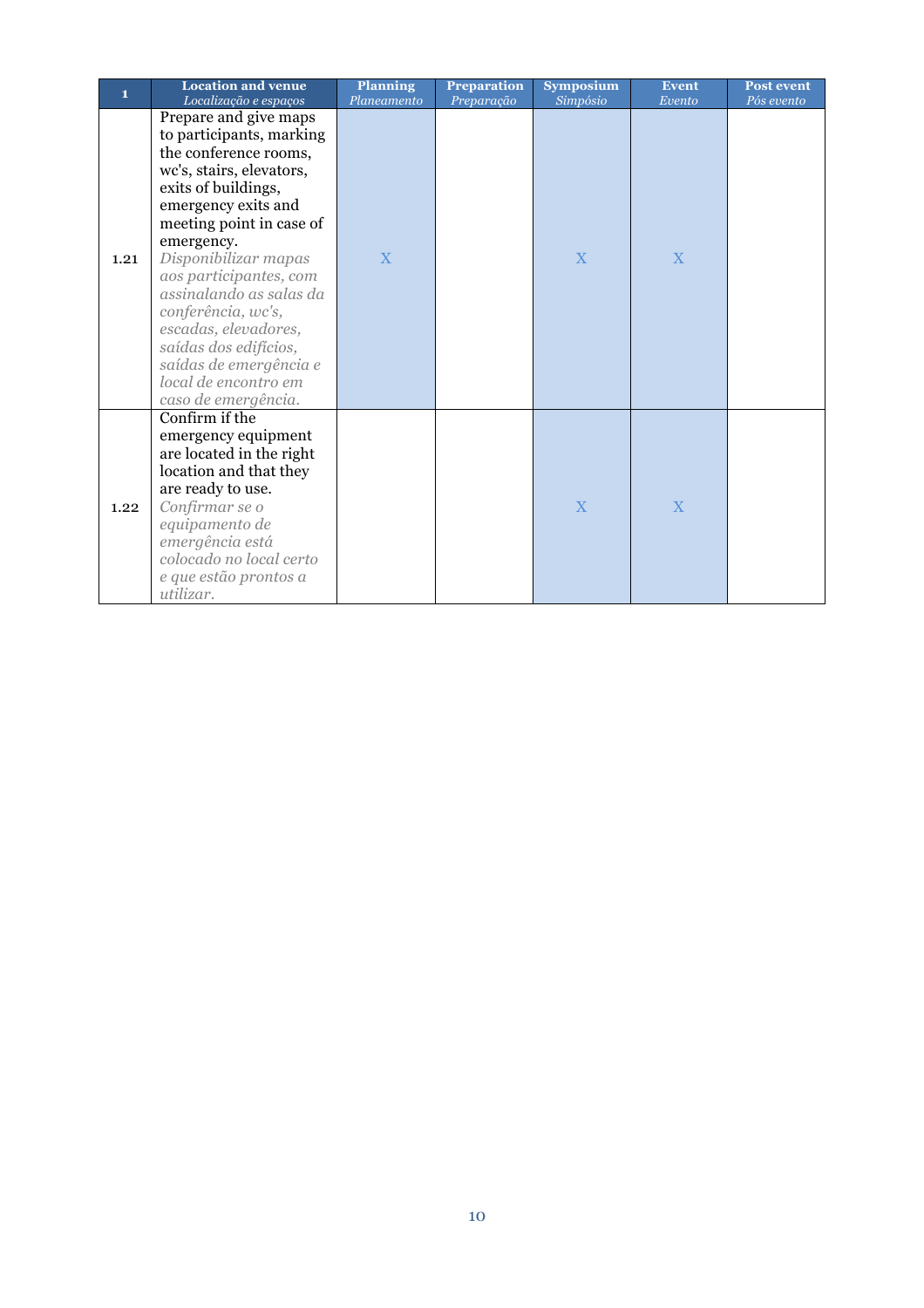| 1 | Location and venue *Localização e espaços* | Planning *Planeamento* | Preparation *Preparação* | Symposium *Simpósio* | Event *Evento* | Post event *Pós evento* |
|---|---|---|---|---|---|---|
| 1.21 | Prepare and give maps to participants, marking the conference rooms, wc's, stairs, elevators, exits of buildings, emergency exits and meeting point in case of emergency. *Disponibilizar mapas aos participantes, com assinalando as salas da conferência, wc's, escadas, elevadores, saídas dos edifícios, saídas de emergência e local de encontro em caso de emergência.* | X | | X | X | |
| 1.22 | Confirm if the emergency equipment are located in the right location and that they are ready to use. *Confirmar se o equipamento de emergência está colocado no local certo e que estão prontos a utilizar.* | | | X | X | |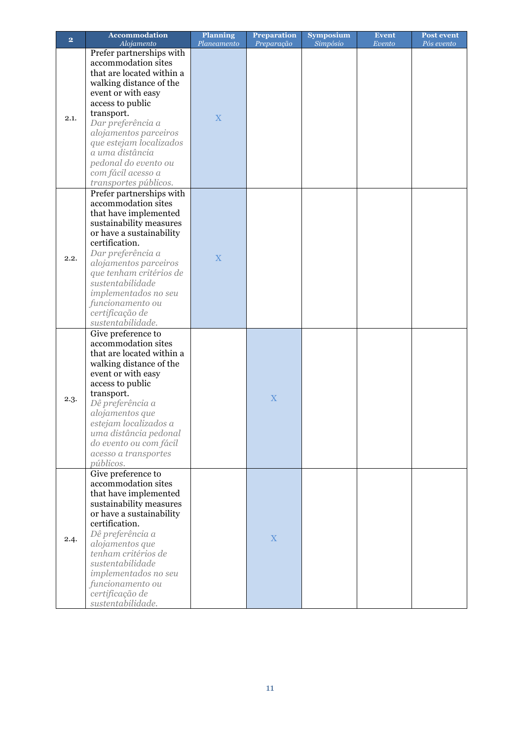| 2 | Accommodation *Alojamento* | Planning *Planeamento* | Preparation *Preparação* | Symposium *Simpósio* | Event *Evento* | Post event *Pós evento* |
|---|---|---|---|---|---|---|
| 2.1. | Prefer partnerships with accommodation sites that are located within a walking distance of the event or with easy access to public transport. *Dar preferência a alojamentos parceiros que estejam localizados a uma distância pedonal do evento ou com fácil acesso a transportes públicos.* | X | | | | |
| 2.2. | Prefer partnerships with accommodation sites that have implemented sustainability measures or have a sustainability certification. *Dar preferência a alojamentos parceiros que tenham critérios de sustentabilidade implementados no seu funcionamento ou certificação de sustentabilidade.* | X | | | | |
| 2.3. | Give preference to accommodation sites that are located within a walking distance of the event or with easy access to public transport. *Dê preferência a alojamentos que estejam localizados a uma distância pedonal do evento ou com fácil acesso a transportes públicos.* | | X | | | |
| 2.4. | Give preference to accommodation sites that have implemented sustainability measures or have a sustainability certification. *Dê preferência a alojamentos que tenham critérios de sustentabilidade implementados no seu funcionamento ou certificação de sustentabilidade.* | | X | | | |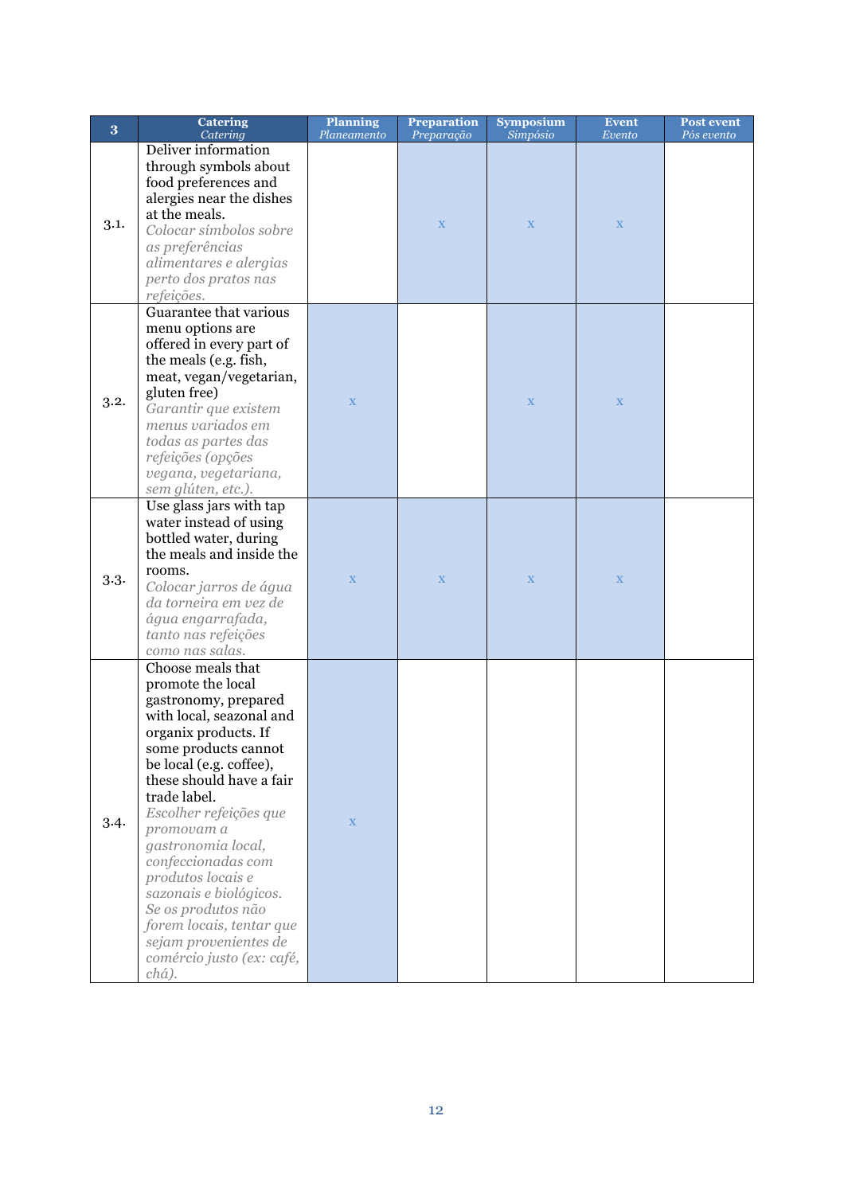| 3 | Catering<br>*Catering* | Planning<br>*Planeamento* | Preparation<br>*Preparação* | Symposium<br>*Simpósio* | Event<br>*Evento* | Post event<br>*Pós evento* |
|---|---|---|---|---|---|---|
| 3.1. | Deliver information through symbols about food preferences and alergies near the dishes at the meals.<br>*Colocar símbolos sobre as preferências alimentares e alergias perto dos pratos nas refeições.* | | x | x | x | |
| 3.2. | Guarantee that various menu options are offered in every part of the meals (e.g. fish, meat, vegan/vegetarian, gluten free)<br>*Garantir que existem menus variados em todas as partes das refeições (opções vegana, vegetariana, sem glúten, etc.).* | x | | x | x | |
| 3.3. | Use glass jars with tap water instead of using bottled water, during the meals and inside the rooms.<br>*Colocar jarros de água da torneira em vez de água engarrafada, tanto nas refeições como nas salas.* | x | x | x | x | |
| 3.4. | Choose meals that promote the local gastronomy, prepared with local, seazonal and organix products. If some products cannot be local (e.g. coffee), these should have a fair trade label.<br>*Escolher refeições que promovam a gastronomia local, confeccionadas com produtos locais e sazonais e biológicos. Se os produtos não forem locais, tentar que sejam provenientes de comércio justo (ex: café, chá).* | x | | | | |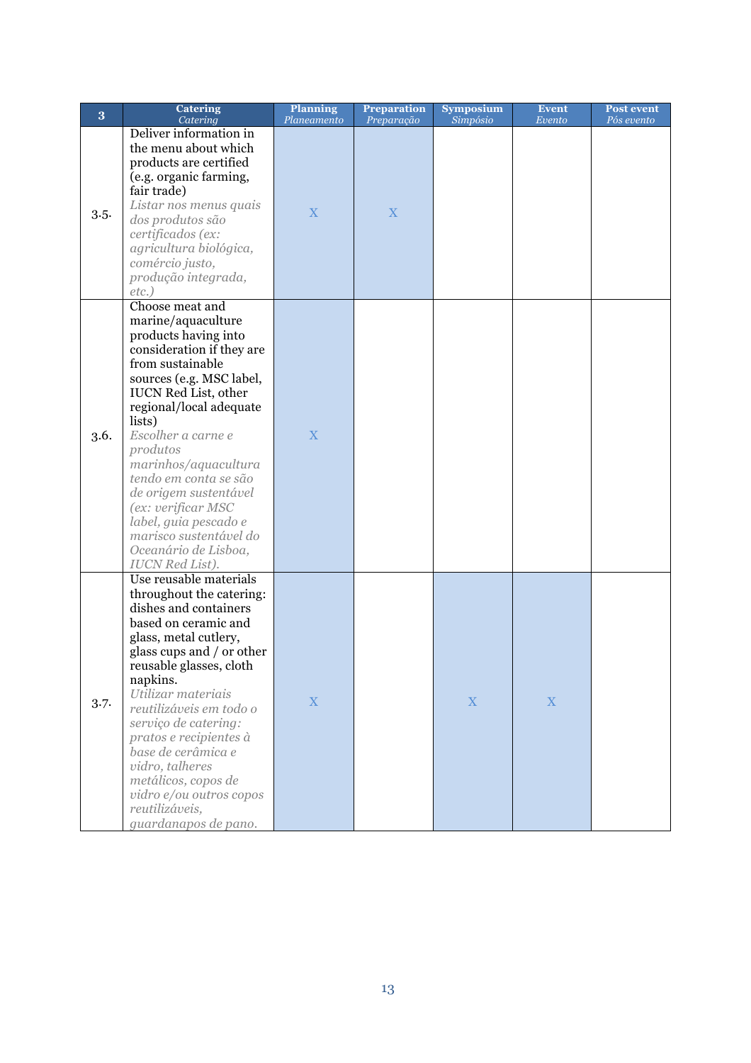| 3 | Catering<br>*Catering* | Planning<br>*Planeamento* | Preparation<br>*Preparação* | Symposium<br>*Simpósio* | Event<br>*Evento* | Post event<br>*Pós evento* |
|---|---|---|---|---|---|---|
| 3.5. | Deliver information in the menu about which products are certified (e.g. organic farming, fair trade)<br>*Listar nos menus quais dos produtos são certificados (ex: agricultura biológica, comércio justo, produção integrada, etc.)* | X | X | | | |
| 3.6. | Choose meat and marine/aquaculture products having into consideration if they are from sustainable sources (e.g. MSC label, IUCN Red List, other regional/local adequate lists)<br>*Escolher a carne e produtos marinhos/aquacultura tendo em conta se são de origem sustentável (ex: verificar MSC label, guia pescado e marisco sustentável do Oceanário de Lisboa, IUCN Red List).* | X | | | | |
| 3.7. | Use reusable materials throughout the catering: dishes and containers based on ceramic and glass, metal cutlery, glass cups and / or other reusable glasses, cloth napkins.<br>*Utilizar materiais reutilizáveis em todo o serviço de catering: pratos e recipientes à base de cerâmica e vidro, talheres metálicos, copos de vidro e/ou outros copos reutilizáveis, guardanapos de pano.* | X | | X | X | |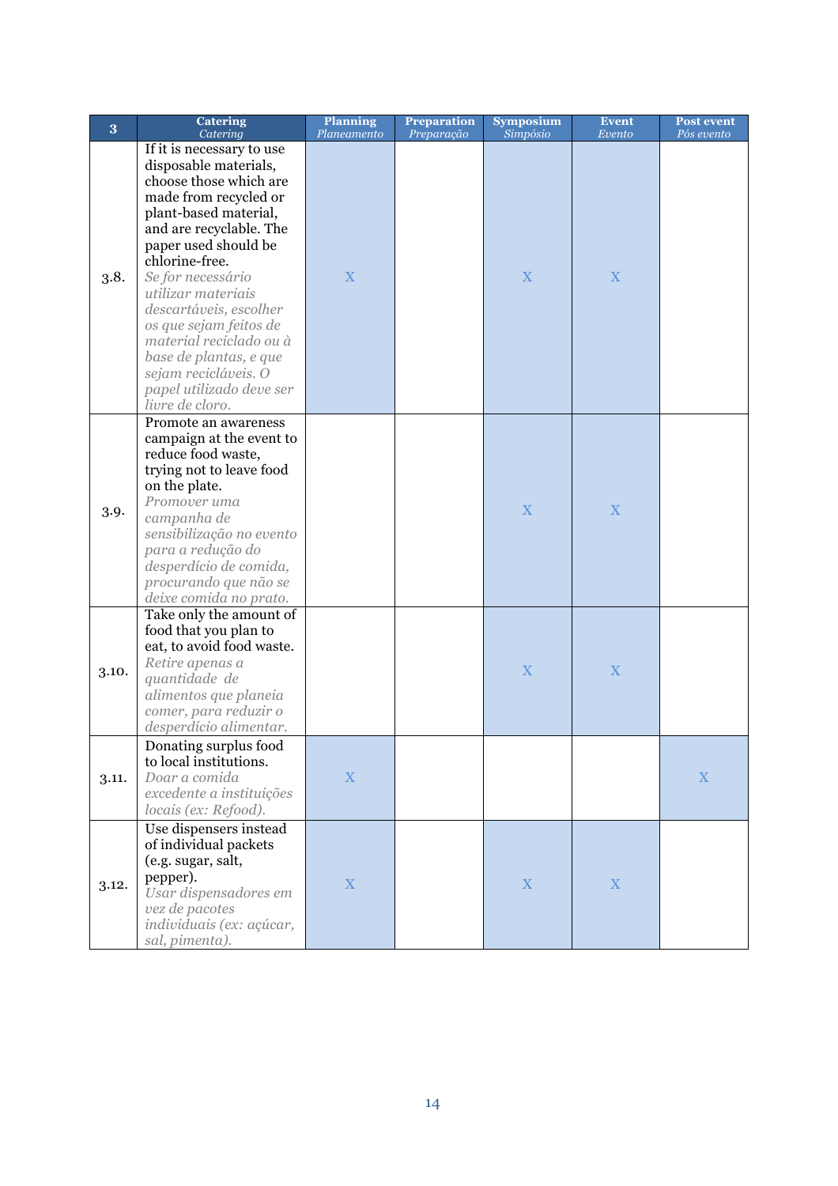| 3 | Catering *Catering* | Planning *Planeamento* | Preparation *Preparação* | Symposium *Simpósio* | Event *Evento* | Post event *Pós evento* |
|---|---|---|---|---|---|---|
| 3.8. | If it is necessary to use disposable materials, choose those which are made from recycled or plant-based material, and are recyclable. The paper used should be chlorine-free. *Se for necessário utilizar materiais descartáveis, escolher os que sejam feitos de material reciclado ou à base de plantas, e que sejam recicláveis. O papel utilizado deve ser livre de cloro.* | X | | X | X | |
| 3.9. | Promote an awareness campaign at the event to reduce food waste, trying not to leave food on the plate. *Promover uma campanha de sensibilização no evento para a redução do desperdício de comida, procurando que não se deixe comida no prato.* | | | X | X | |
| 3.10. | Take only the amount of food that you plan to eat, to avoid food waste. *Retire apenas a quantidade de alimentos que planeia comer, para reduzir o desperdício alimentar.* | | | X | X | |
| 3.11. | Donating surplus food to local institutions. *Doar a comida excedente a instituições locais (ex: Refood).* | X | | | | X |
| 3.12. | Use dispensers instead of individual packets (e.g. sugar, salt, pepper). *Usar dispensadores em vez de pacotes individuais (ex: açúcar, sal, pimenta).* | X | | X | X | |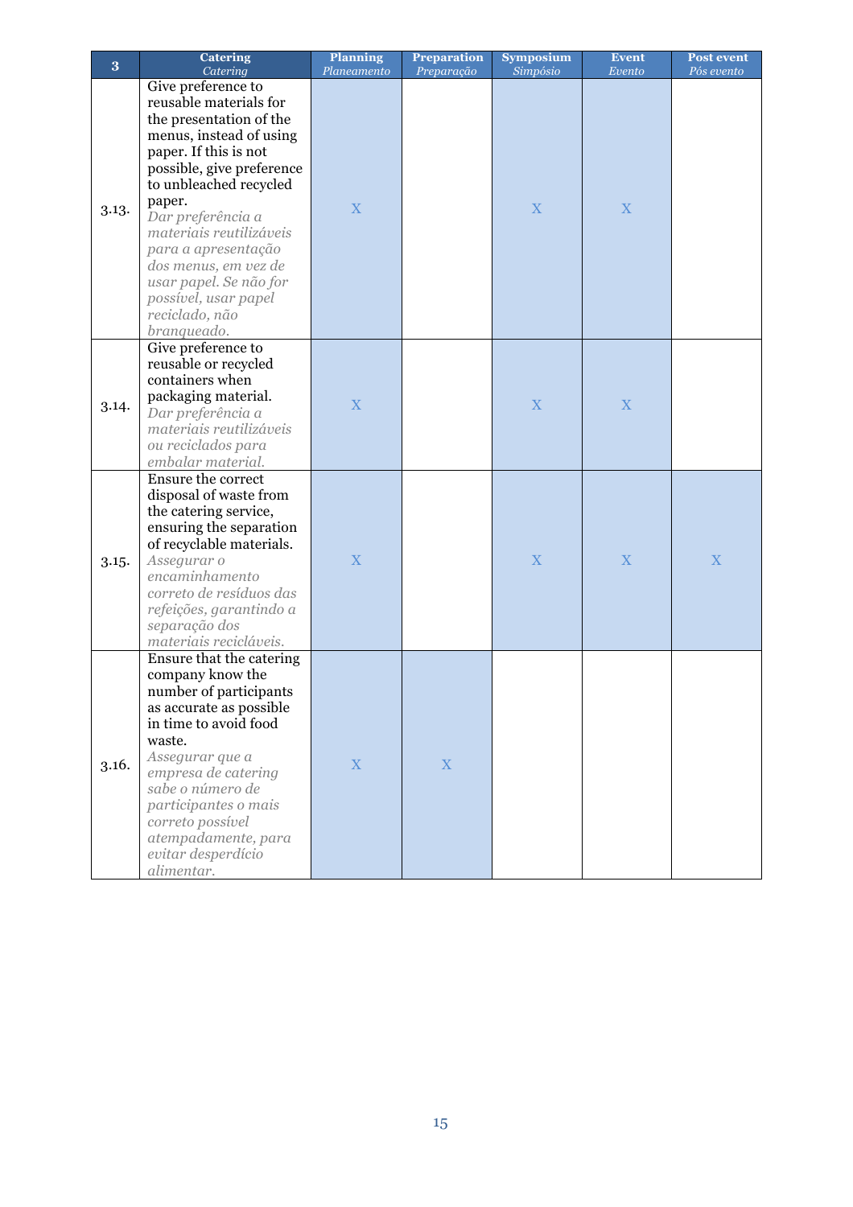| 3 | Catering *Catering* | Planning *Planeamento* | Preparation *Preparação* | Symposium *Simpósio* | Event *Evento* | Post event *Pós evento* |
|---|---|---|---|---|---|---|
| 3.13. | Give preference to reusable materials for the presentation of the menus, instead of using paper. If this is not possible, give preference to unbleached recycled paper. *Dar preferência a materiais reutilizáveis para a apresentação dos menus, em vez de usar papel. Se não for possível, usar papel reciclado, não branqueado.* | X | | X | X | |
| 3.14. | Give preference to reusable or recycled containers when packaging material. *Dar preferência a materiais reutilizáveis ou reciclados para embalar material.* | X | | X | X | |
| 3.15. | Ensure the correct disposal of waste from the catering service, ensuring the separation of recyclable materials. *Assegurar o encaminhamento correto de resíduos das refeições, garantindo a separação dos materiais recicláveis.* | X | | X | X | X |
| 3.16. | Ensure that the catering company know the number of participants as accurate as possible in time to avoid food waste. *Assegurar que a empresa de catering sabe o número de participantes o mais correto possível atempadamente, para evitar desperdício alimentar.* | X | X | | | |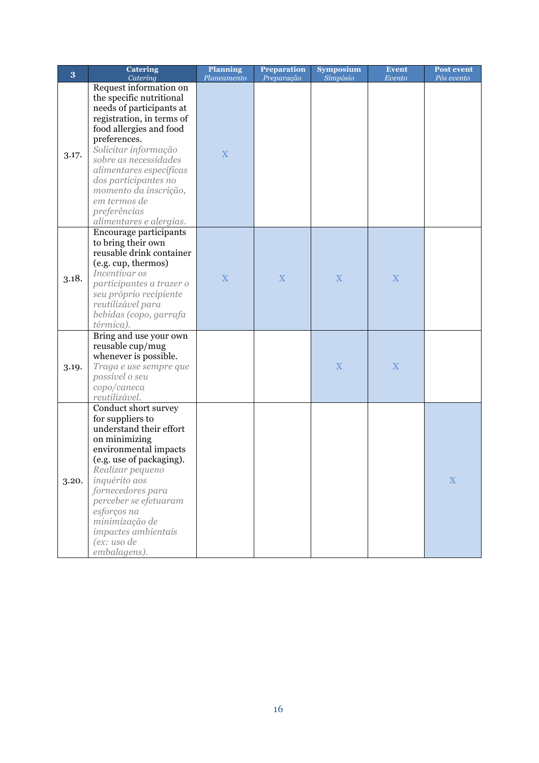| 3 | Catering<br>*Catering* | Planning<br>*Planeamento* | Preparation<br>*Preparação* | Symposium<br>*Simpósio* | Event<br>*Evento* | Post event<br>*Pós evento* |
|---|---|---|---|---|---|---|
| 3.17. | Request information on the specific nutritional needs of participants at registration, in terms of food allergies and food preferences.<br>*Solicitar informação sobre as necessidades alimentares específicas dos participantes no momento da inscrição, em termos de preferências alimentares e alergias.* | X | | | | |
| 3.18. | Encourage participants to bring their own reusable drink container (e.g. cup, thermos)<br>*Incentivar os participantes a trazer o seu próprio recipiente reutilizável para bebidas (copo, garrafa térmica).* | X | X | X | X | |
| 3.19. | Bring and use your own reusable cup/mug whenever is possible.<br>*Traga e use sempre que possível o seu copo/caneca reutilizável.* | | | X | X | |
| 3.20. | Conduct short survey for suppliers to understand their effort on minimizing environmental impacts (e.g. use of packaging).<br>*Realizar pequeno inquérito aos fornecedores para perceber se efetuaram esforços na minimização de impactes ambientais (ex: uso de embalagens).* | | | | | X |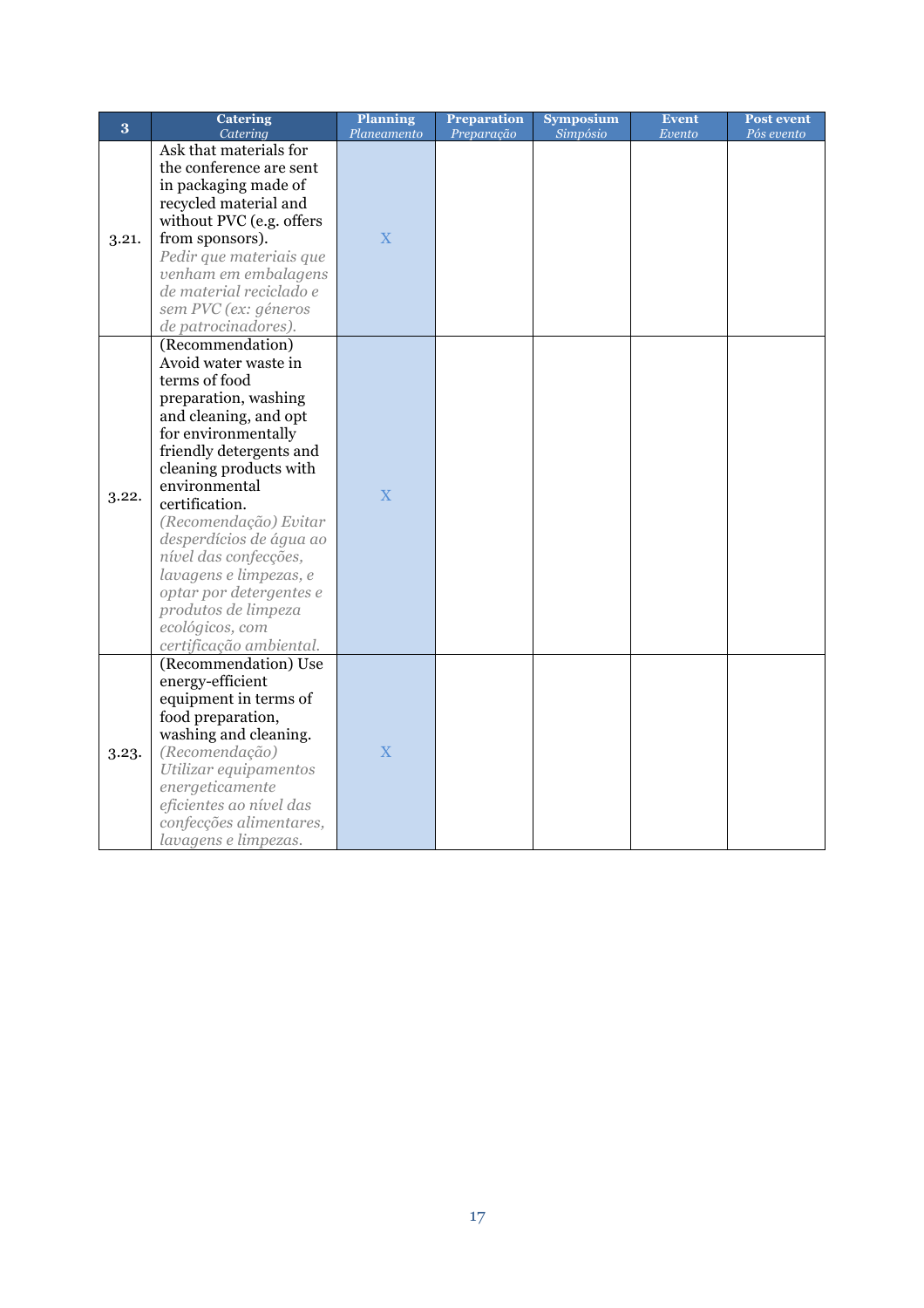| 3 | **Catering** *Catering* | **Planning** *Planeamento* | **Preparation** *Preparação* | **Symposium** *Simpósio* | **Event** *Evento* | **Post event** *Pós evento* |
|---|---|---|---|---|---|---|
| 3.21. | Ask that materials for the conference are sent in packaging made of recycled material and without PVC (e.g. offers from sponsors). *Pedir que materiais que venham em embalagens de material reciclado e sem PVC (ex: géneros de patrocinadores).* | X | | | | |
| 3.22. | (Recommendation) Avoid water waste in terms of food preparation, washing and cleaning, and opt for environmentally friendly detergents and cleaning products with environmental certification. *(Recomendação) Evitar desperdícios de água ao nível das confecções, lavagens e limpezas, e optar por detergentes e produtos de limpeza ecológicos, com certificação ambiental.* | X | | | | |
| 3.23. | (Recommendation) Use energy-efficient equipment in terms of food preparation, washing and cleaning. *(Recomendação) Utilizar equipamentos energeticamente eficientes ao nível das confecções alimentares, lavagens e limpezas.* | X | | | | |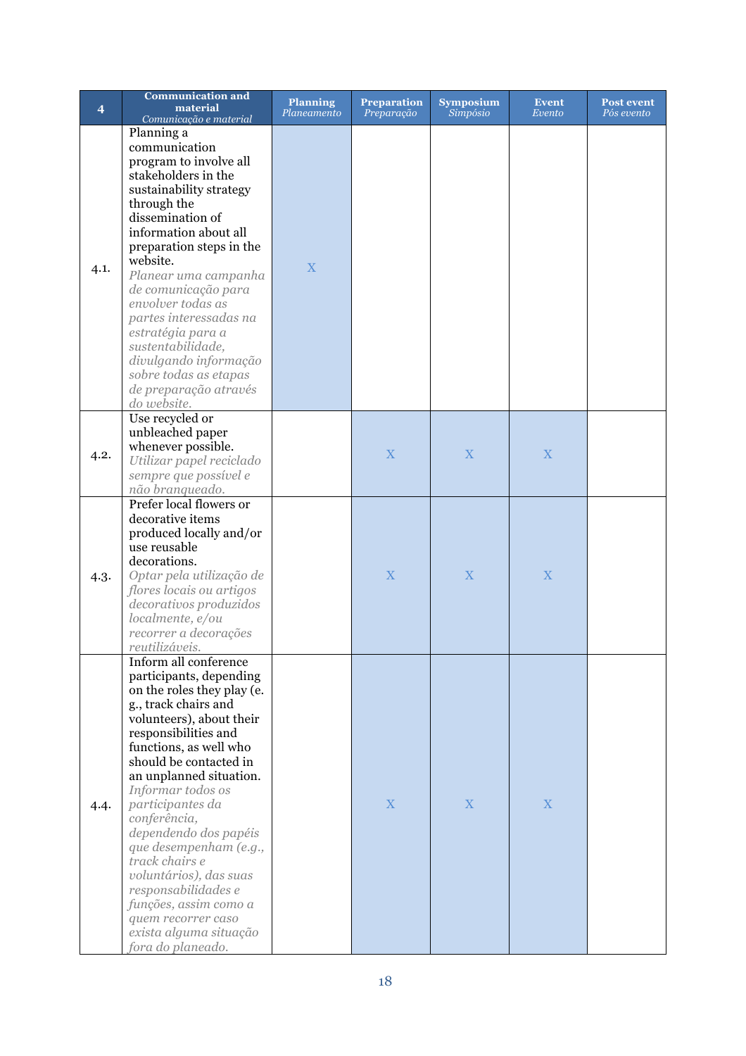| 4 | **Communication and material** *Comunicação e material* | **Planning** *Planeamento* | **Preparation** *Preparação* | **Symposium** *Simpósio* | **Event** *Evento* | **Post event** *Pós evento* |
|---|---|---|---|---|---|---|
| 4.1. | Planning a communication program to involve all stakeholders in the sustainability strategy through the dissemination of information about all preparation steps in the website. *Planear uma campanha de comunicação para envolver todas as partes interessadas na estratégia para a sustentabilidade, divulgando informação sobre todas as etapas de preparação através do website.* | X | | | | |
| 4.2. | Use recycled or unbleached paper whenever possible. *Utilizar papel reciclado sempre que possível e não branqueado.* | | X | X | X | |
| 4.3. | Prefer local flowers or decorative items produced locally and/or use reusable decorations. *Optar pela utilização de flores locais ou artigos decorativos produzidos localmente, e/ou recorrer a decorações reutilizáveis.* | | X | X | X | |
| 4.4. | Inform all conference participants, depending on the roles they play (e. g., track chairs and volunteers), about their responsibilities and functions, as well who should be contacted in an unplanned situation. *Informar todos os participantes da conferência, dependendo dos papéis que desempenham (e.g., track chairs e voluntários), das suas responsabilidades e funções, assim como a quem recorrer caso exista alguma situação fora do planeado.* | | X | X | X | |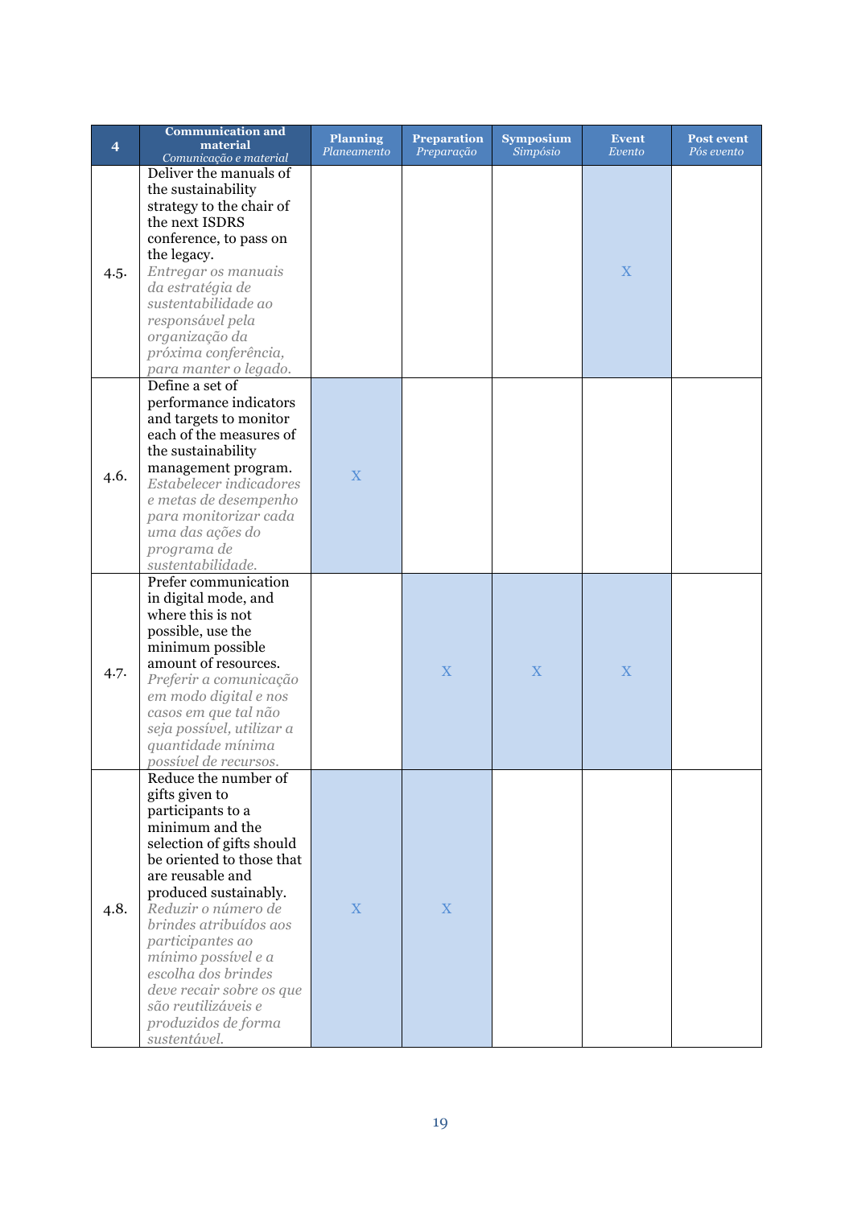| 4 | Communication and material<br>*Comunicação e material* | Planning<br>*Planeamento* | Preparation<br>*Preparação* | Symposium<br>*Simpósio* | Event<br>*Evento* | Post event<br>*Pós evento* |
|---|---|---|---|---|---|---|
| 4.5. | Deliver the manuals of the sustainability strategy to the chair of the next ISDRS conference, to pass on the legacy.<br>*Entregar os manuais da estratégia de sustentabilidade ao responsável pela organização da próxima conferência, para manter o legado.* | | | | X | |
| 4.6. | Define a set of performance indicators and targets to monitor each of the measures of the sustainability management program.<br>*Estabelecer indicadores e metas de desempenho para monitorizar cada uma das ações do programa de sustentabilidade.* | X | | | | |
| 4.7. | Prefer communication in digital mode, and where this is not possible, use the minimum possible amount of resources.<br>*Preferir a comunicação em modo digital e nos casos em que tal não seja possível, utilizar a quantidade mínima possível de recursos.* | | X | X | X | |
| 4.8. | Reduce the number of gifts given to participants to a minimum and the selection of gifts should be oriented to those that are reusable and produced sustainably.<br>*Reduzir o número de brindes atribuídos aos participantes ao mínimo possível e a escolha dos brindes deve recair sobre os que são reutilizáveis e produzidos de forma sustentável.* | X | X | | | |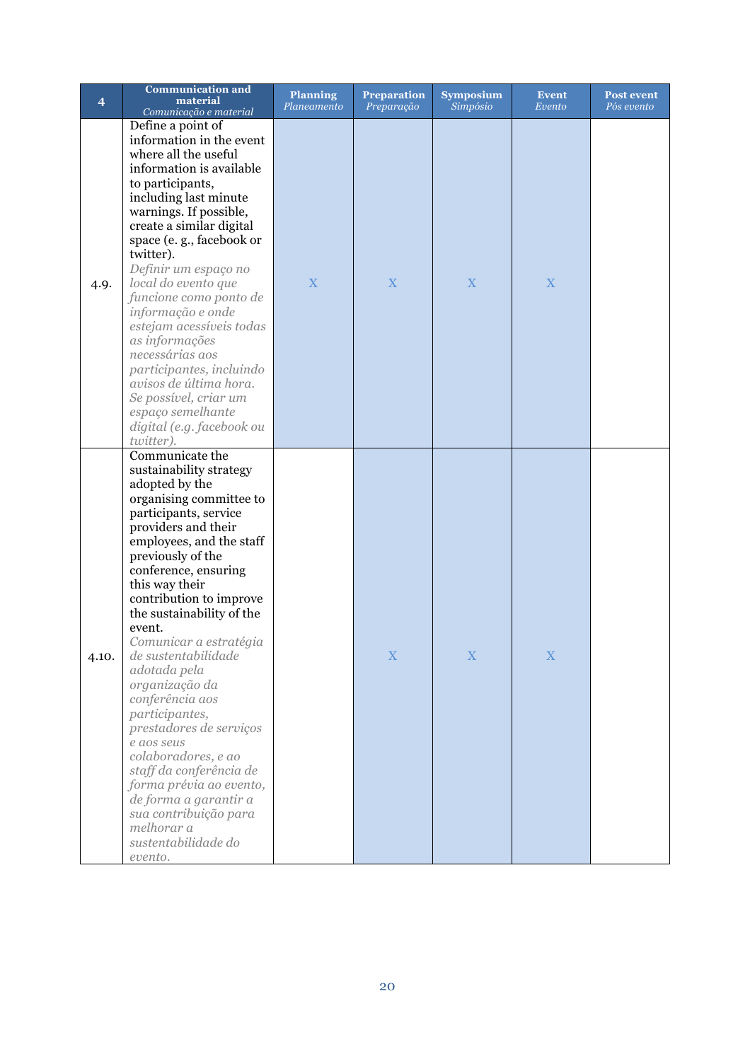| 4 | **Communication and material** *Comunicação e material* | **Planning** *Planeamento* | **Preparation** *Preparação* | **Symposium** *Simpósio* | **Event** *Evento* | **Post event** *Pós evento* |
|---|---|---|---|---|---|---|
| 4.9. | Define a point of information in the event where all the useful information is available to participants, including last minute warnings. If possible, create a similar digital space (e. g., facebook or twitter). *Definir um espaço no local do evento que funcione como ponto de informação e onde estejam acessíveis todas as informações necessárias aos participantes, incluindo avisos de última hora. Se possível, criar um espaço semelhante digital (e.g. facebook ou twitter).* | X | X | X | X | |
| 4.10. | Communicate the sustainability strategy adopted by the organising committee to participants, service providers and their employees, and the staff previously of the conference, ensuring this way their contribution to improve the sustainability of the event. *Comunicar a estratégia de sustentabilidade adotada pela organização da conferência aos participantes, prestadores de serviços e aos seus colaboradores, e ao staff da conferência de forma prévia ao evento, de forma a garantir a sua contribuição para melhorar a sustentabilidade do evento.* | | X | X | X | |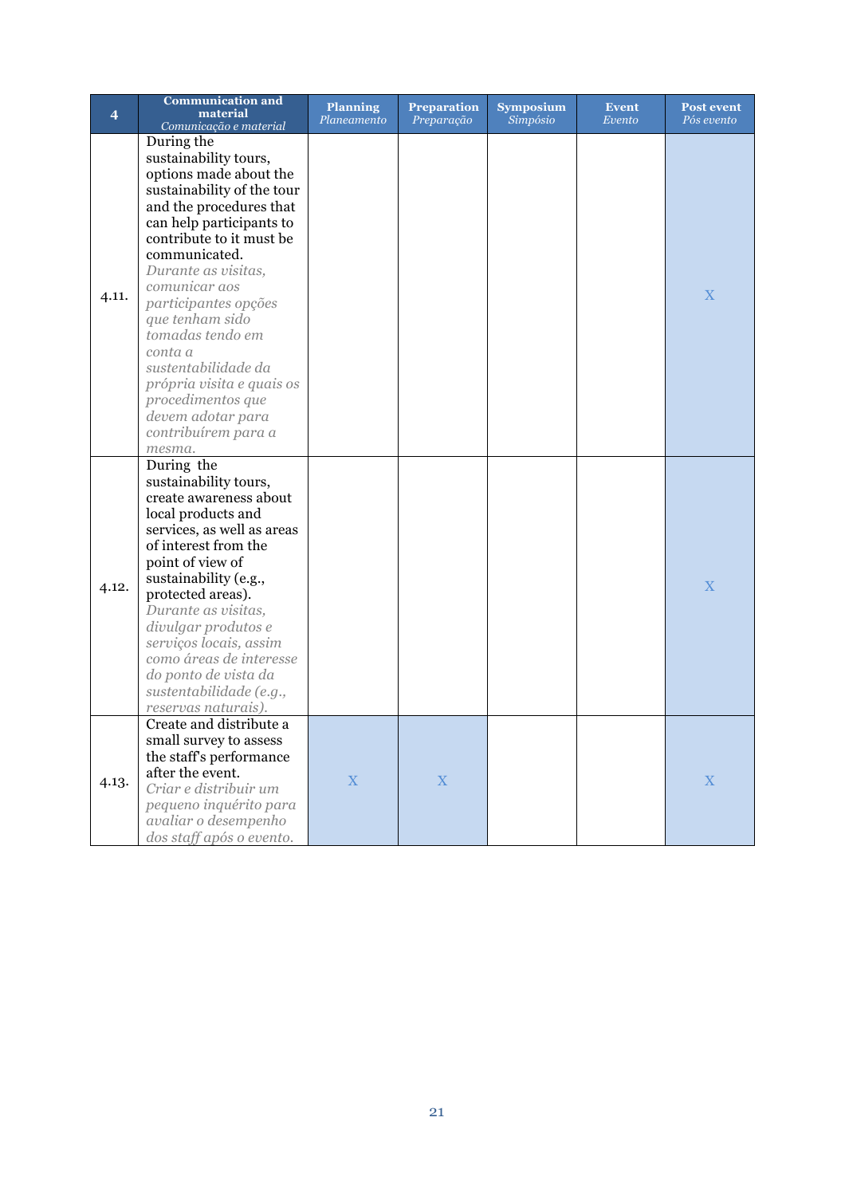| 4 | **Communication and material** *Comunicação e material* | **Planning** *Planeamento* | **Preparation** *Preparação* | **Symposium** *Simpósio* | **Event** *Evento* | **Post event** *Pós evento* |
|---|---|---|---|---|---|---|
| 4.11. | During the sustainability tours, options made about the sustainability of the tour and the procedures that can help participants to contribute to it must be communicated. *Durante as visitas, comunicar aos participantes opções que tenham sido tomadas tendo em conta a sustentabilidade da própria visita e quais os procedimentos que devem adotar para contribuírem para a mesma.* | | | | | X |
| 4.12. | During the sustainability tours, create awareness about local products and services, as well as areas of interest from the point of view of sustainability (e.g., protected areas). *Durante as visitas, divulgar produtos e serviços locais, assim como áreas de interesse do ponto de vista da sustentabilidade (e.g., reservas naturais).* | | | | | X |
| 4.13. | Create and distribute a small survey to assess the staff's performance after the event. *Criar e distribuir um pequeno inquérito para avaliar o desempenho dos staff após o evento.* | X | X | | | X |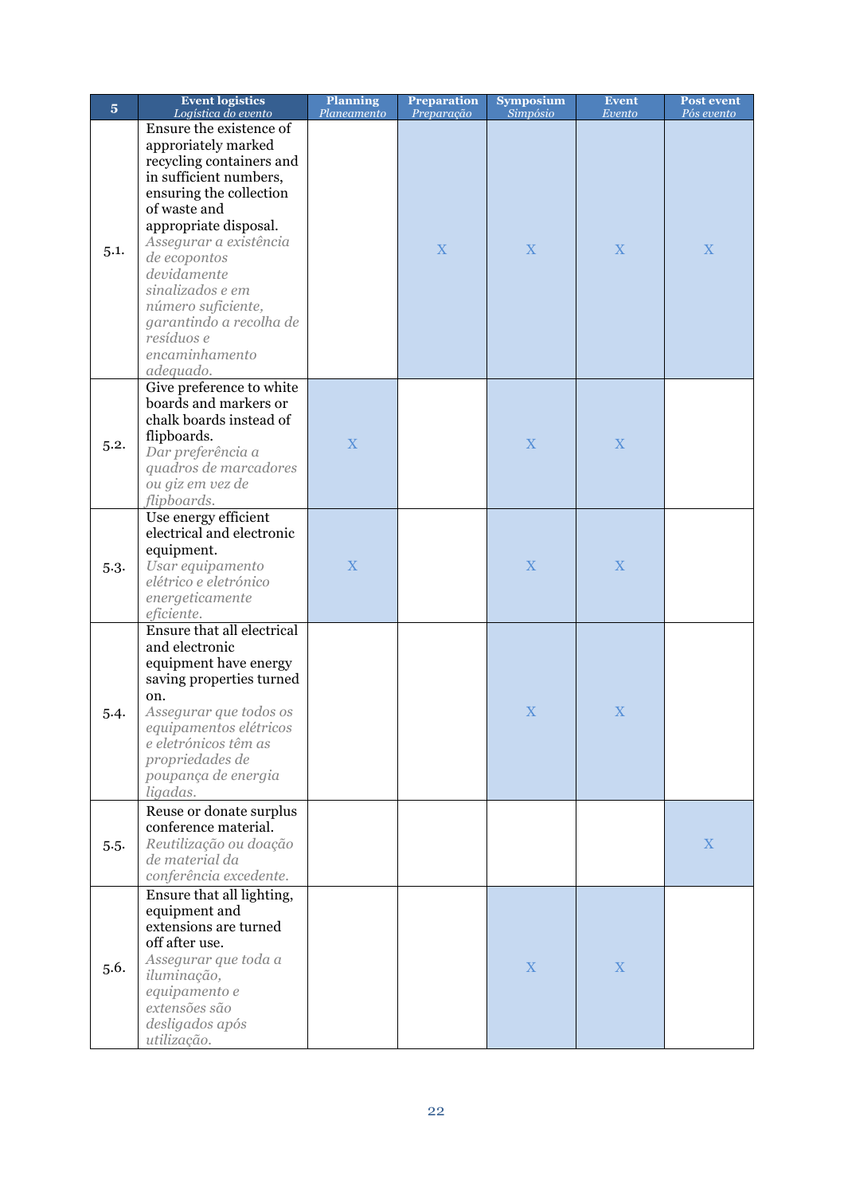| 5 | Event logistics *Logística do evento* | Planning *Planeamento* | Preparation *Preparação* | Symposium *Simpósio* | Event *Evento* | Post event *Pós evento* |
|---|---|---|---|---|---|---|
| 5.1. | Ensure the existence of approriately marked recycling containers and in sufficient numbers, ensuring the collection of waste and appropriate disposal. *Assegurar a existência de ecopontos devidamente sinalizados e em número suficiente, garantindo a recolha de resíduos e encaminhamento adequado.* | | X | X | X | X |
| 5.2. | Give preference to white boards and markers or chalk boards instead of flipboards. *Dar preferência a quadros de marcadores ou giz em vez de flipboards.* | X | | X | X | |
| 5.3. | Use energy efficient electrical and electronic equipment. *Usar equipamento elétrico e eletrónico energeticamente eficiente.* | X | | X | X | |
| 5.4. | Ensure that all electrical and electronic equipment have energy saving properties turned on. *Assegurar que todos os equipamentos elétricos e eletrónicos têm as propriedades de poupança de energia ligadas.* | | | X | X | |
| 5.5. | Reuse or donate surplus conference material. *Reutilização ou doação de material da conferência excedente.* | | | | | X |
| 5.6. | Ensure that all lighting, equipment and extensions are turned off after use. *Assegurar que toda a iluminação, equipamento e extensões são desligados após utilização.* | | | X | X | |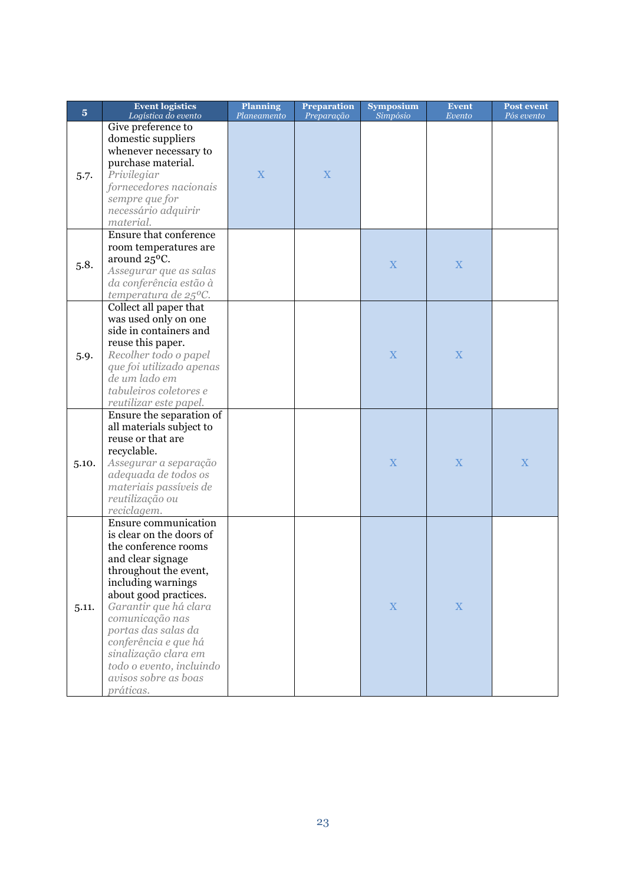| 5 | Event logistics *Logística do evento* | Planning *Planeamento* | Preparation *Preparação* | Symposium *Simpósio* | Event *Evento* | Post event *Pós evento* |
|---|---|---|---|---|---|---|
| 5.7. | Give preference to domestic suppliers whenever necessary to purchase material. *Privilegiar fornecedores nacionais sempre que for necessário adquirir material.* | X | X | | | |
| 5.8. | Ensure that conference room temperatures are around 25ºC. *Assegurar que as salas da conferência estão à temperatura de 25ºC.* | | | X | X | |
| 5.9. | Collect all paper that was used only on one side in containers and reuse this paper. *Recolher todo o papel que foi utilizado apenas de um lado em tabuleiros coletores e reutilizar este papel.* | | | X | X | |
| 5.10. | Ensure the separation of all materials subject to reuse or that are recyclable. *Assegurar a separação adequada de todos os materiais passíveis de reutilização ou reciclagem.* | | | X | X | X |
| 5.11. | Ensure communication is clear on the doors of the conference rooms and clear signage throughout the event, including warnings about good practices. *Garantir que há clara comunicação nas portas das salas da conferência e que há sinalização clara em todo o evento, incluindo avisos sobre as boas práticas.* | | | X | X | |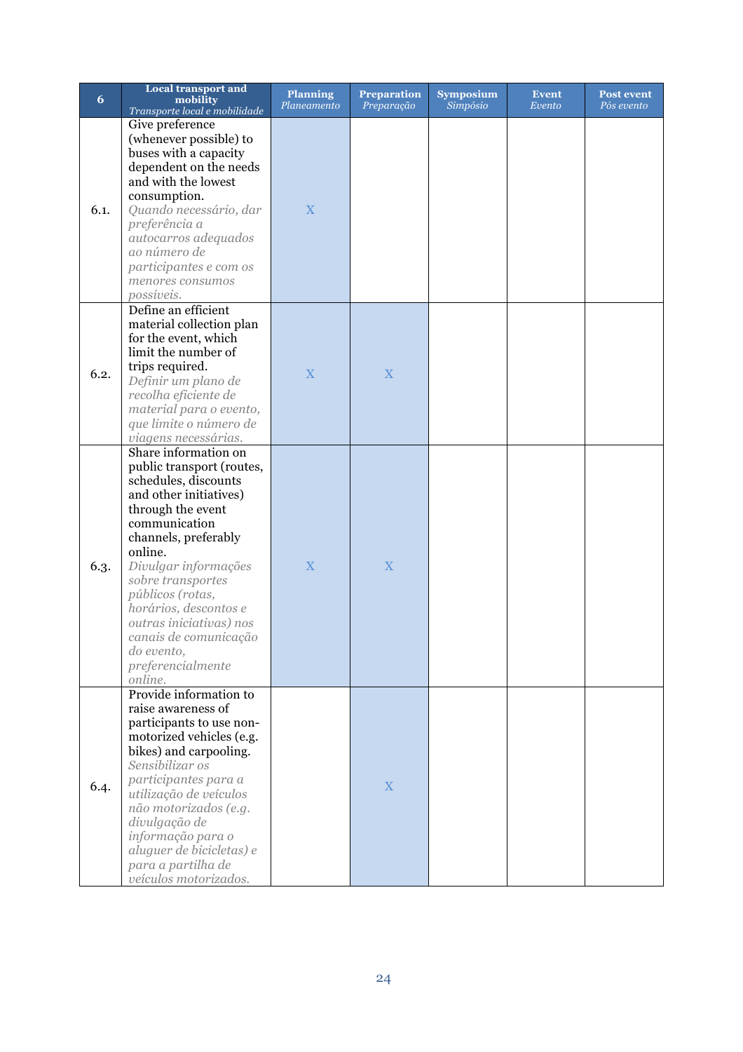| 6 | **Local transport and mobility** *Transporte local e mobilidade* | **Planning** *Planeamento* | **Preparation** *Preparação* | **Symposium** *Simpósio* | **Event** *Evento* | **Post event** *Pós evento* |
|---|---|---|---|---|---|---|
| 6.1. | Give preference (whenever possible) to buses with a capacity dependent on the needs and with the lowest consumption. *Quando necessário, dar preferência a autocarros adequados ao número de participantes e com os menores consumos possíveis.* | X | | | | |
| 6.2. | Define an efficient material collection plan for the event, which limit the number of trips required. *Definir um plano de recolha eficiente de material para o evento, que limite o número de viagens necessárias.* | X | X | | | |
| 6.3. | Share information on public transport (routes, schedules, discounts and other initiatives) through the event communication channels, preferably online. *Divulgar informações sobre transportes públicos (rotas, horários, descontos e outras iniciativas) nos canais de comunicação do evento, preferencialmente online.* | X | X | | | |
| 6.4. | Provide information to raise awareness of participants to use non-motorized vehicles (e.g. bikes) and carpooling. *Sensibilizar os participantes para a utilização de veículos não motorizados (e.g. divulgação de informação para o aluguer de bicicletas) e para a partilha de veículos motorizados.* | | X | | | |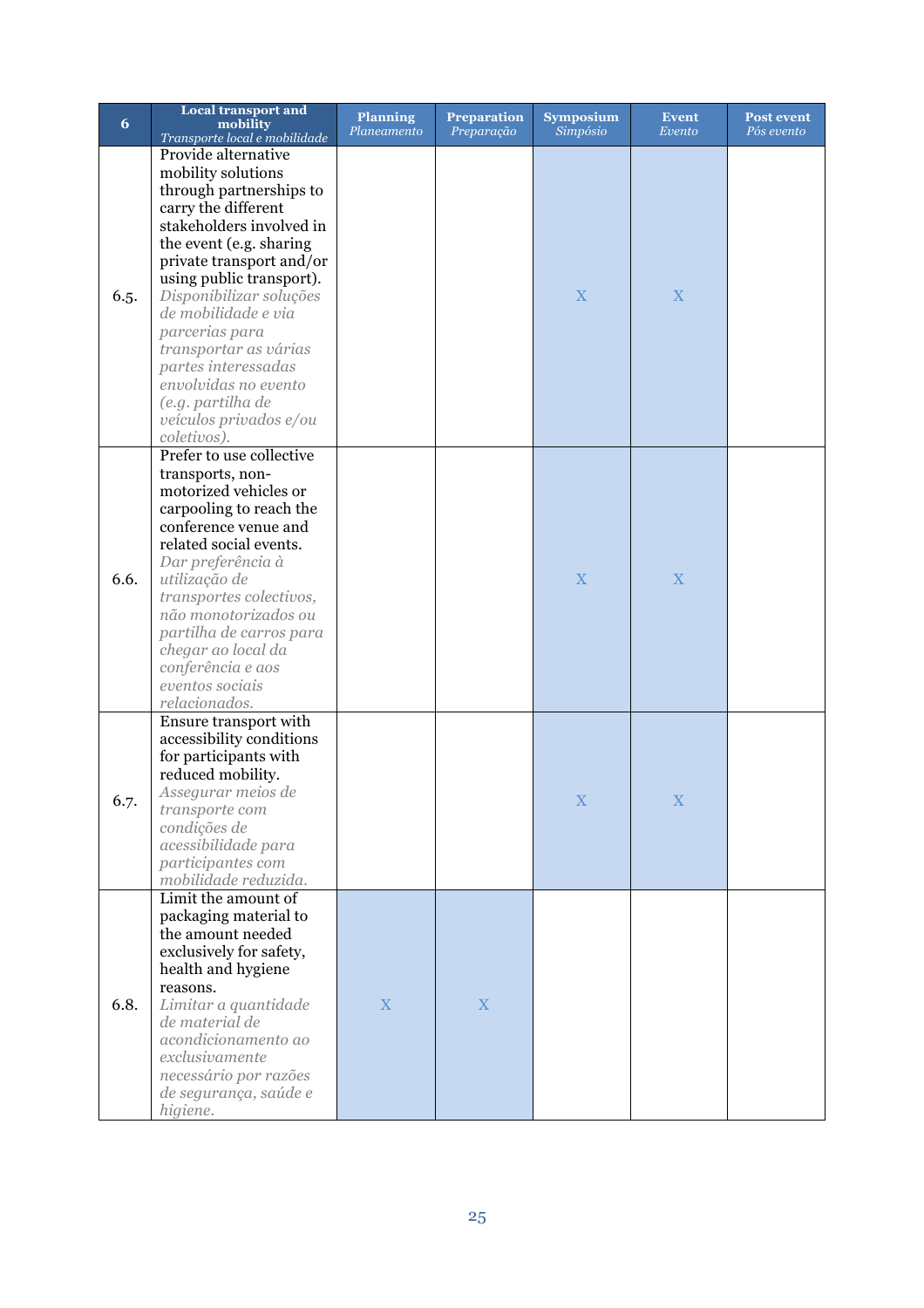| 6 | **Local transport and mobility** *Transporte local e mobilidade* | **Planning** *Planeamento* | **Preparation** *Preparação* | **Symposium** *Simpósio* | **Event** *Evento* | **Post event** *Pós evento* |
|---|---|---|---|---|---|---|
| 6.5. | Provide alternative mobility solutions through partnerships to carry the different stakeholders involved in the event (e.g. sharing private transport and/or using public transport). *Disponibilizar soluções de mobilidade e via parcerias para transportar as várias partes interessadas envolvidas no evento (e.g. partilha de veículos privados e/ou coletivos).* | | | X | X | |
| 6.6. | Prefer to use collective transports, non-motorized vehicles or carpooling to reach the conference venue and related social events. *Dar preferência à utilização de transportes colectivos, não monotorizados ou partilha de carros para chegar ao local da conferência e aos eventos sociais relacionados.* | | | X | X | |
| 6.7. | Ensure transport with accessibility conditions for participants with reduced mobility. *Assegurar meios de transporte com condições de acessibilidade para participantes com mobilidade reduzida.* | | | X | X | |
| 6.8. | Limit the amount of packaging material to the amount needed exclusively for safety, health and hygiene reasons. *Limitar a quantidade de material de acondicionamento ao exclusivamente necessário por razões de segurança, saúde e higiene.* | X | X | | | |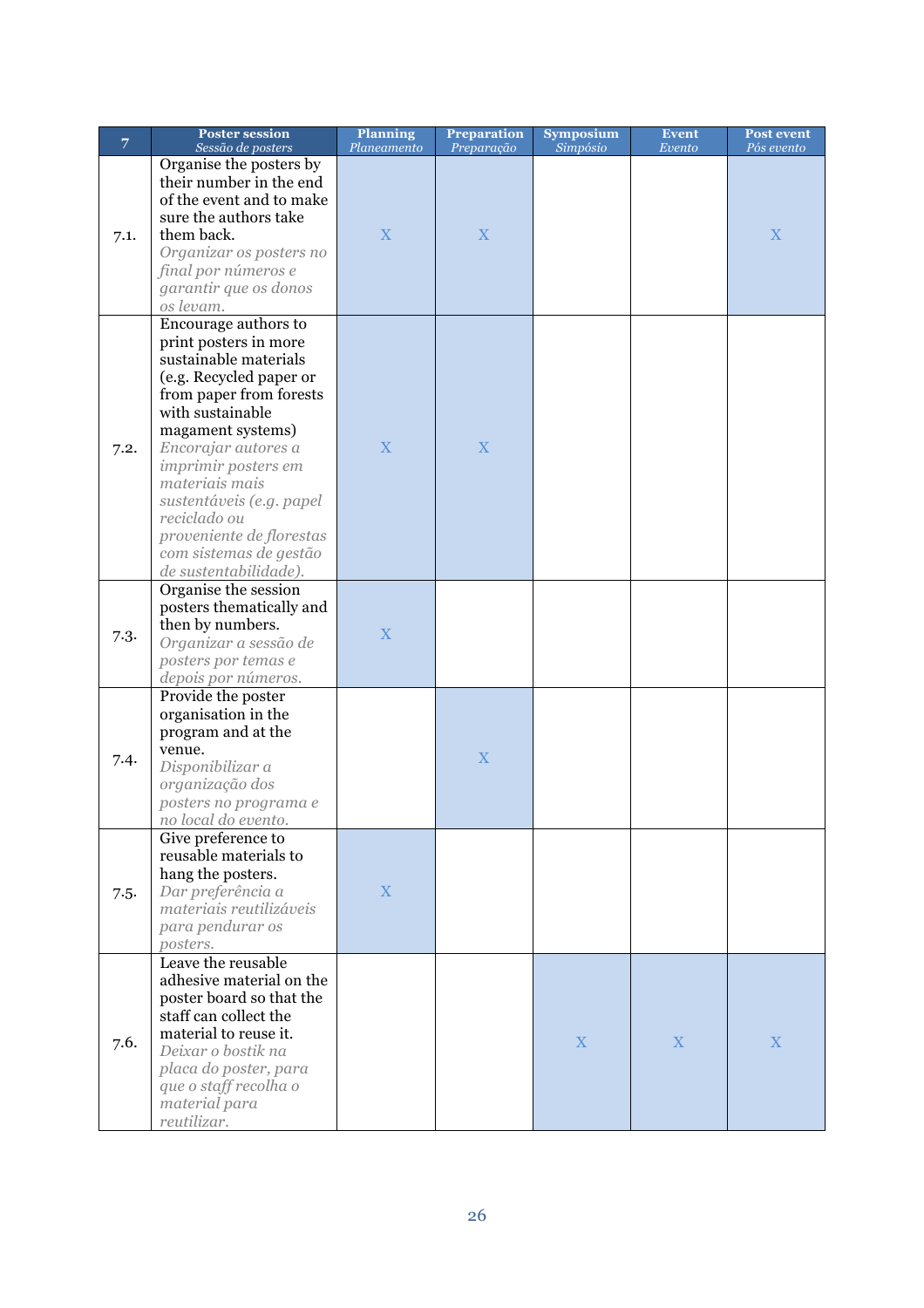| 7 | Poster session *Sessão de posters* | Planning *Planeamento* | Preparation *Preparação* | Symposium *Simpósio* | Event *Evento* | Post event *Pós evento* |
|---|---|---|---|---|---|---|
| 7.1. | Organise the posters by their number in the end of the event and to make sure the authors take them back. *Organizar os posters no final por números e garantir que os donos os levam.* | X | X | | | X |
| 7.2. | Encourage authors to print posters in more sustainable materials (e.g. Recycled paper or from paper from forests with sustainable magament systems) *Encorajar autores a imprimir posters em materiais mais sustentáveis (e.g. papel reciclado ou proveniente de florestas com sistemas de gestão de sustentabilidade).* | X | X | | | |
| 7.3. | Organise the session posters thematically and then by numbers. *Organizar a sessão de posters por temas e depois por números.* | X | | | | |
| 7.4. | Provide the poster organisation in the program and at the venue. *Disponibilizar a organização dos posters no programa e no local do evento.* | | X | | | |
| 7.5. | Give preference to reusable materials to hang the posters. *Dar preferência a materiais reutilizáveis para pendurar os posters.* | X | | | | |
| 7.6. | Leave the reusable adhesive material on the poster board so that the staff can collect the material to reuse it. *Deixar o bostik na placa do poster, para que o staff recolha o material para reutilizar.* | | | X | X | X |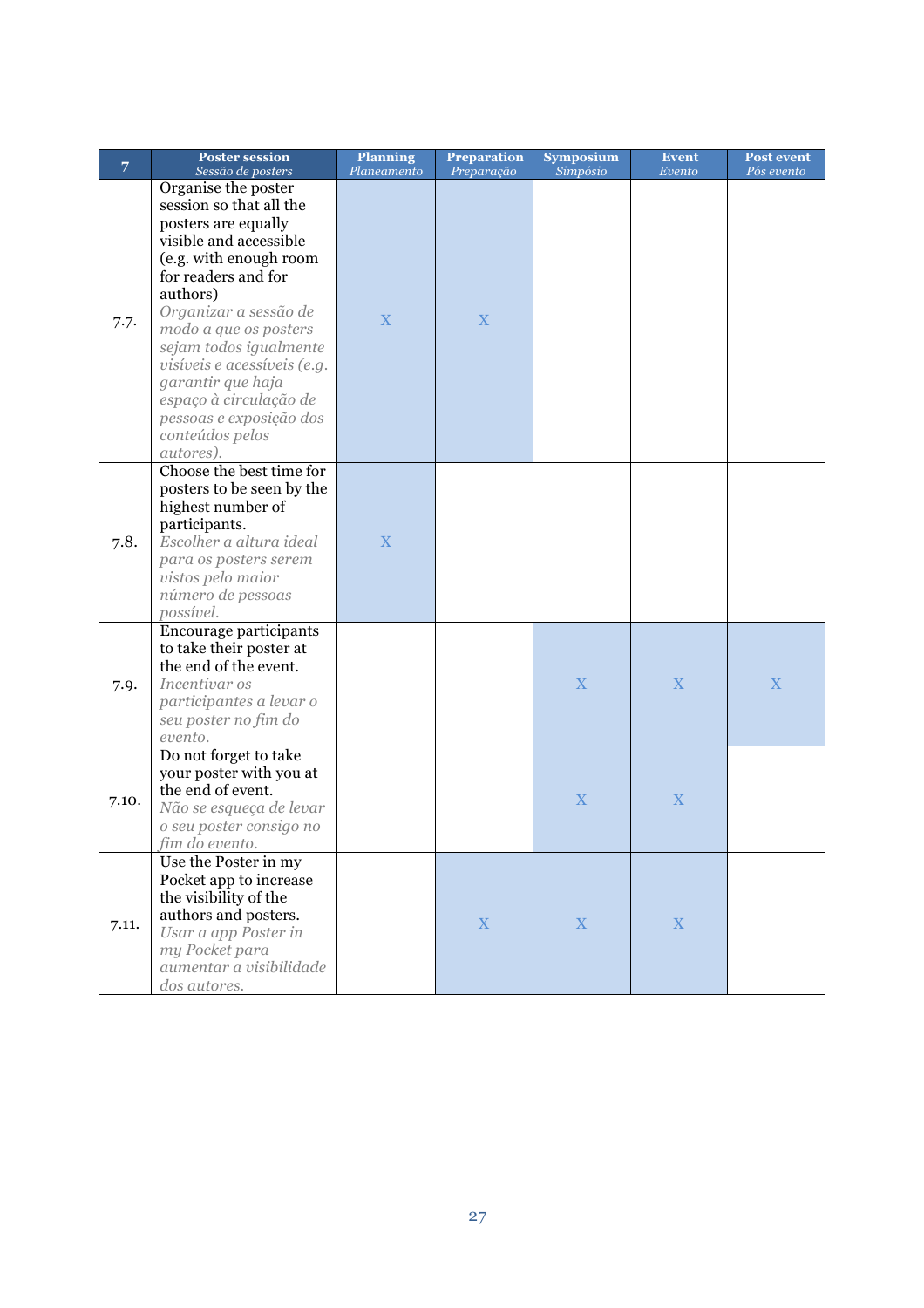| 7 | Poster session *Sessão de posters* | Planning *Planeamento* | Preparation *Preparação* | Symposium *Simpósio* | Event *Evento* | Post event *Pós evento* |
|---|---|---|---|---|---|---|
| 7.7. | Organise the poster session so that all the posters are equally visible and accessible (e.g. with enough room for readers and for authors) *Organizar a sessão de modo a que os posters sejam todos igualmente visíveis e acessíveis (e.g. garantir que haja espaço à circulação de pessoas e exposição dos conteúdos pelos autores).* | X | X | | | |
| 7.8. | Choose the best time for posters to be seen by the highest number of participants. *Escolher a altura ideal para os posters serem vistos pelo maior número de pessoas possível.* | X | | | | |
| 7.9. | Encourage participants to take their poster at the end of the event. *Incentivar os participantes a levar o seu poster no fim do evento.* | | | X | X | X |
| 7.10. | Do not forget to take your poster with you at the end of event. *Não se esqueça de levar o seu poster consigo no fim do evento.* | | | X | X | |
| 7.11. | Use the Poster in my Pocket app to increase the visibility of the authors and posters. *Usar a app Poster in my Pocket para aumentar a visibilidade dos autores.* | | X | X | X | |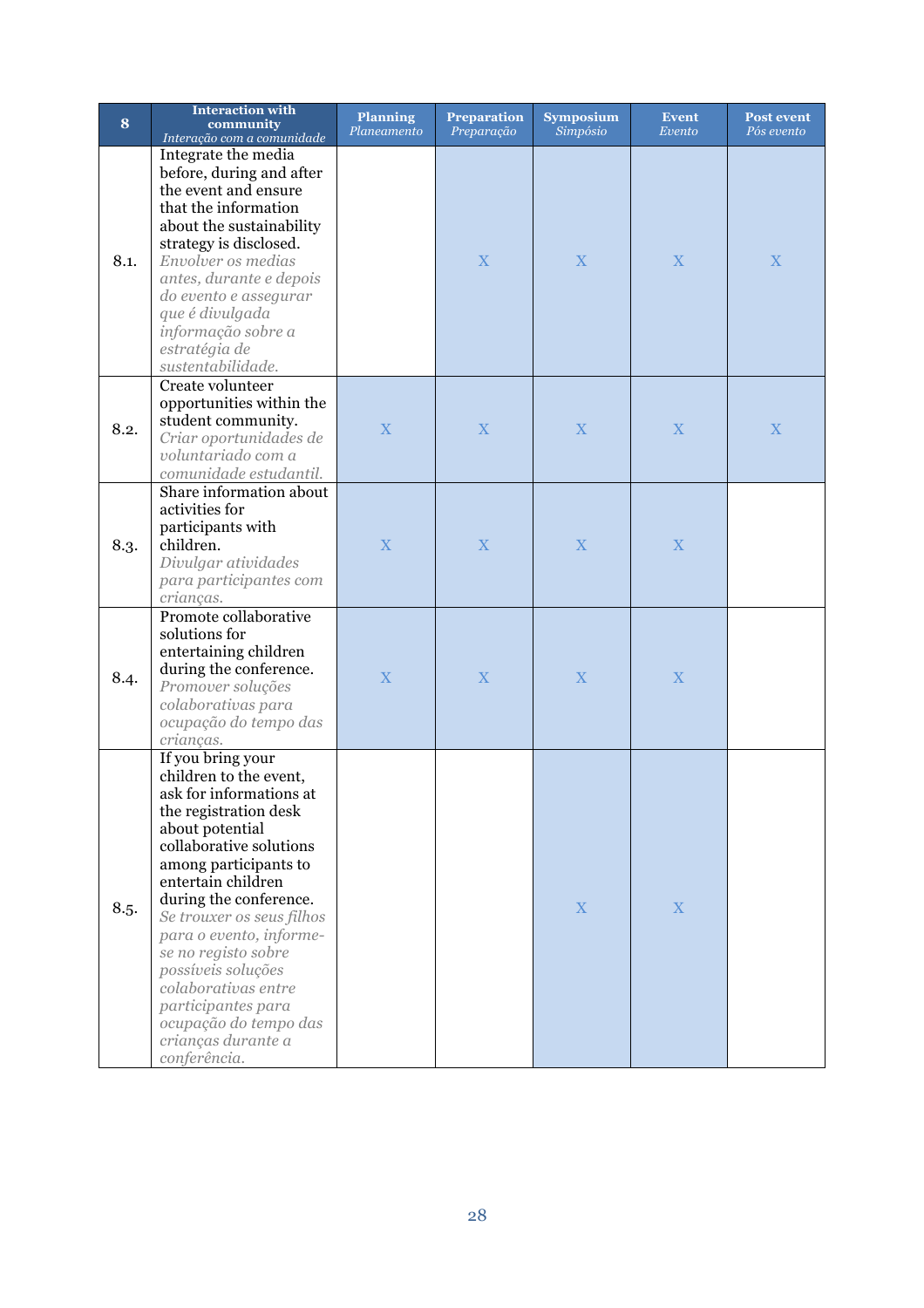| 8 | **Interaction with community** *Interação com a comunidade* | **Planning** *Planeamento* | **Preparation** *Preparação* | **Symposium** *Simpósio* | **Event** *Evento* | **Post event** *Pós evento* |
|---|---|---|---|---|---|---|
| 8.1. | Integrate the media before, during and after the event and ensure that the information about the sustainability strategy is disclosed. *Envolver os medias antes, durante e depois do evento e assegurar que é divulgada informação sobre a estratégia de sustentabilidade.* | | X | X | X | X |
| 8.2. | Create volunteer opportunities within the student community. *Criar oportunidades de voluntariado com a comunidade estudantil.* | X | X | X | X | X |
| 8.3. | Share information about activities for participants with children. *Divulgar atividades para participantes com crianças.* | X | X | X | X | |
| 8.4. | Promote collaborative solutions for entertaining children during the conference. *Promover soluções colaborativas para ocupação do tempo das crianças.* | X | X | X | X | |
| 8.5. | If you bring your children to the event, ask for informations at the registration desk about potential collaborative solutions among participants to entertain children during the conference. *Se trouxer os seus filhos para o evento, informe-se no registo sobre possíveis soluções colaborativas entre participantes para ocupação do tempo das crianças durante a conferência.* | | | X | X | |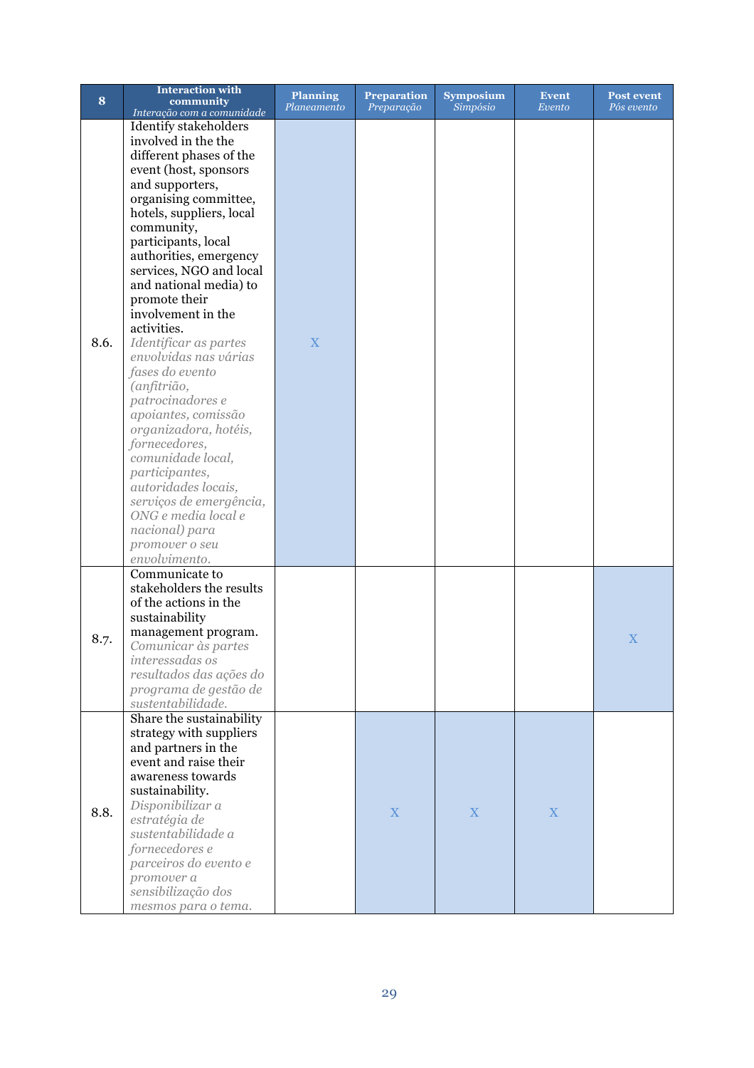| 8 | **Interaction with community** *Interação com a comunidade* | **Planning** *Planeamento* | **Preparation** *Preparação* | **Symposium** *Simpósio* | **Event** *Evento* | **Post event** *Pós evento* |
|---|---|---|---|---|---|---|
| 8.6. | Identify stakeholders involved in the the different phases of the event (host, sponsors and supporters, organising committee, hotels, suppliers, local community, participants, local authorities, emergency services, NGO and local and national media) to promote their involvement in the activities. *Identificar as partes envolvidas nas várias fases do evento (anfitrião, patrocinadores e apoiantes, comissão organizadora, hotéis, fornecedores, comunidade local, participantes, autoridades locais, serviços de emergência, ONG e media local e nacional) para promover o seu envolvimento.* | X | | | | |
| 8.7. | Communicate to stakeholders the results of the actions in the sustainability management program. *Comunicar às partes interessadas os resultados das ações do programa de gestão de sustentabilidade.* | | | | | X |
| 8.8. | Share the sustainability strategy with suppliers and partners in the event and raise their awareness towards sustainability. *Disponibilizar a estratégia de sustentabilidade a fornecedores e parceiros do evento e promover a sensibilização dos mesmos para o tema.* | | X | X | X | |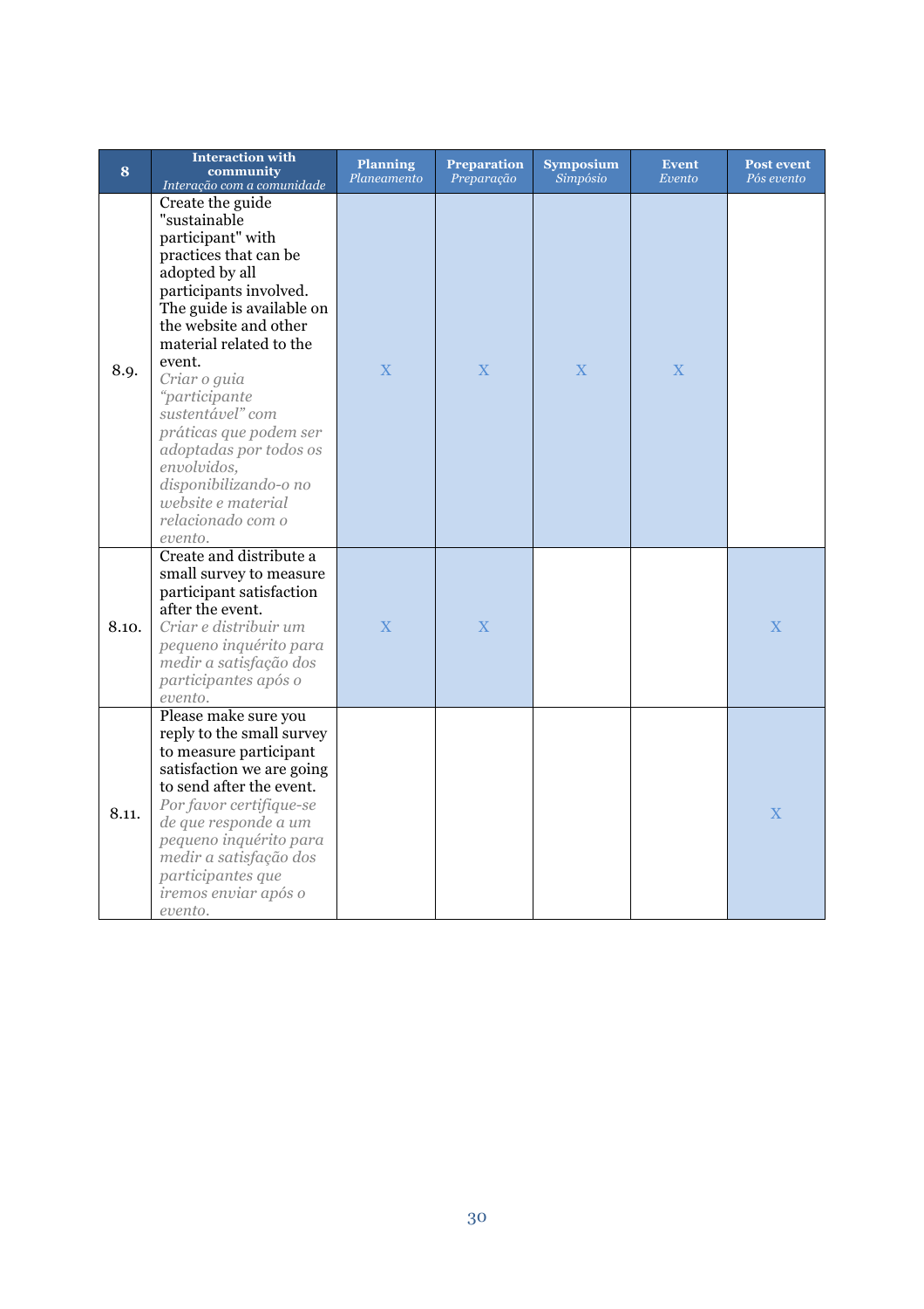| 8 | **Interaction with community** *Interação com a comunidade* | **Planning** *Planeamento* | **Preparation** *Preparação* | **Symposium** *Simpósio* | **Event** *Evento* | **Post event** *Pós evento* |
|---|---|---|---|---|---|---|
| 8.9. | Create the guide "sustainable participant" with practices that can be adopted by all participants involved. The guide is available on the website and other material related to the event. *Criar o guia "participante sustentável" com práticas que podem ser adoptadas por todos os envolvidos, disponibilizando-o no website e material relacionado com o evento.* | X | X | X | X | |
| 8.10. | Create and distribute a small survey to measure participant satisfaction after the event. *Criar e distribuir um pequeno inquérito para medir a satisfação dos participantes após o evento.* | X | X | | | X |
| 8.11. | Please make sure you reply to the small survey to measure participant satisfaction we are going to send after the event. *Por favor certifique-se de que responde a um pequeno inquérito para medir a satisfação dos participantes que iremos enviar após o evento.* | | | | | X |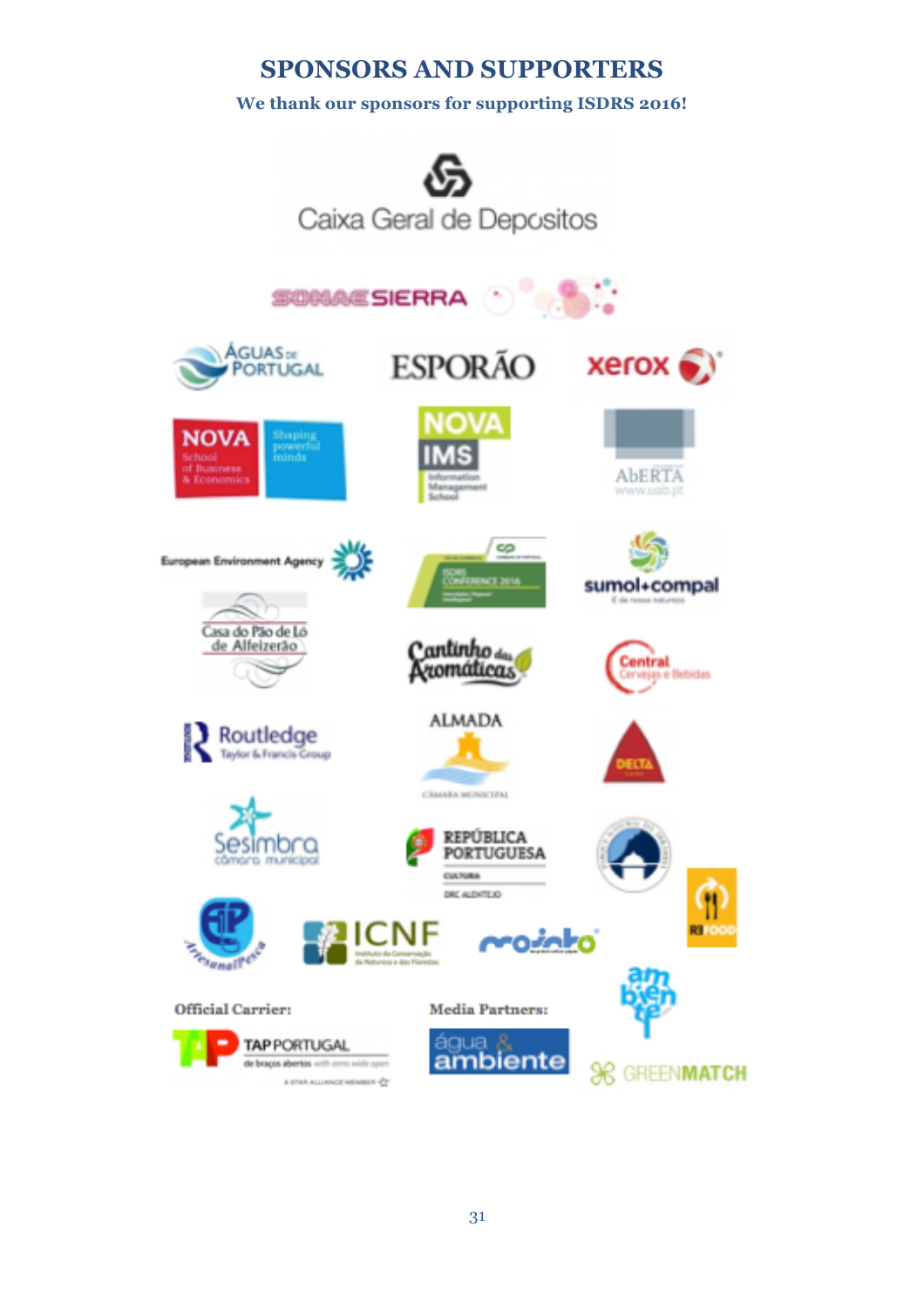# SPONSORS AND SUPPORTERS

**We thank our sponsors for supporting ISDRS 2016!**

**Official Carrier:**

**Media Partners:**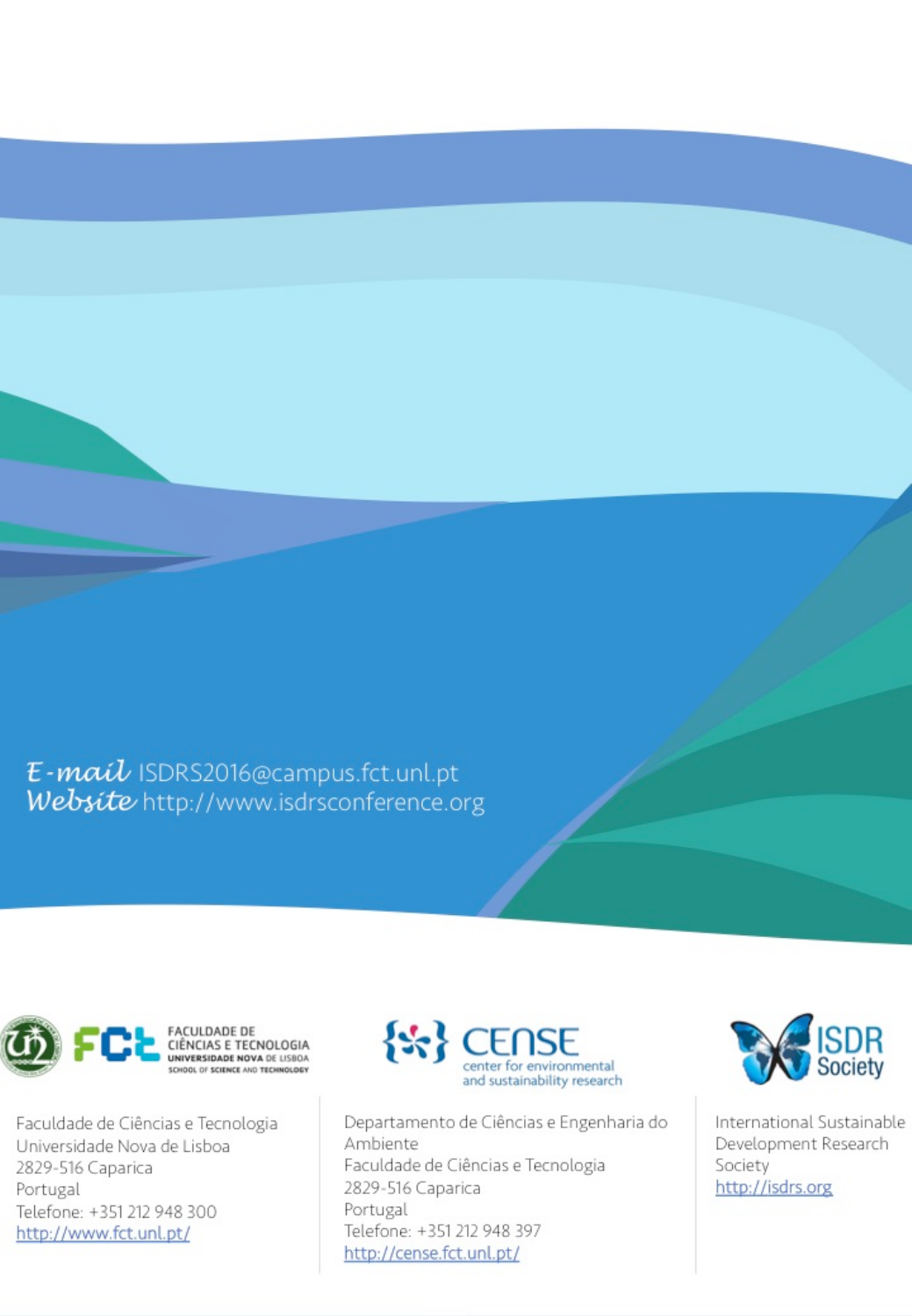*E-mail* ISDRS2016@campus.fct.unl.pt
*Website* http://www.isdrsconference.org

FACULDADE DE CIÊNCIAS E TECNOLOGIA
UNIVERSIDADE NOVA DE LISBOA
SCHOOL OF SCIENCE AND TECHNOLOGY

Faculdade de Ciências e Tecnologia
Universidade Nova de Lisboa
2829-516 Caparica
Portugal
Telefone: +351 212 948 300
http://www.fct.unl.pt/

CENSE
center for environmental and sustainability research

Departamento de Ciências e Engenharia do Ambiente
Faculdade de Ciências e Tecnologia
2829-516 Caparica
Portugal
Telefone: +351 212 948 397
http://cense.fct.unl.pt/

ISDR Society

International Sustainable Development Research Society
http://isdrs.org